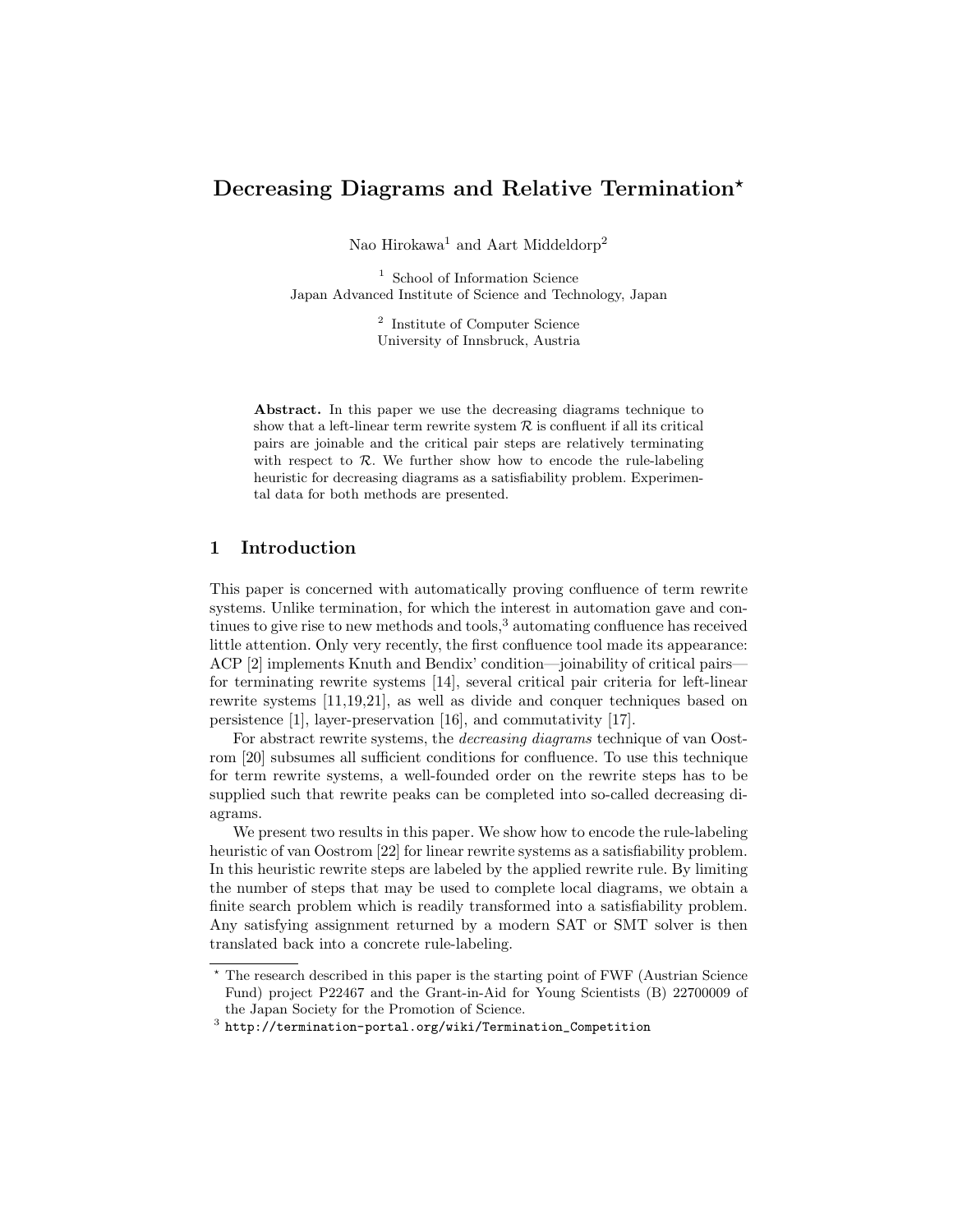# Decreasing Diagrams and Relative Termination*

Nao Hirokawa[1] and Aart Middeldorp[2]

[1] School of Information Science
Japan Advanced Institute of Science and Technology, Japan

[2] Institute of Computer Science
University of Innsbruck, Austria

**Abstract.** In this paper we use the decreasing diagrams technique to show that a left-linear term rewrite system $\mathcal{R}$ is confluent if all its critical pairs are joinable and the critical pair steps are relatively terminating with respect to $\mathcal{R}$. We further show how to encode the rule-labeling heuristic for decreasing diagrams as a satisfiability problem. Experimental data for both methods are presented.

## 1 Introduction

This paper is concerned with automatically proving confluence of term rewrite systems. Unlike termination, for which the interest in automation gave and continues to give rise to new methods and tools,[3] automating confluence has received little attention. Only very recently, the first confluence tool made its appearance: ACP [2] implements Knuth and Bendix' condition—joinability of critical pairs—for terminating rewrite systems [14], several critical pair criteria for left-linear rewrite systems [11,19,21], as well as divide and conquer techniques based on persistence [1], layer-preservation [16], and commutativity [17].

For abstract rewrite systems, the *decreasing diagrams* technique of van Oostrom [20] subsumes all sufficient conditions for confluence. To use this technique for term rewrite systems, a well-founded order on the rewrite steps has to be supplied such that rewrite peaks can be completed into so-called decreasing diagrams.

We present two results in this paper. We show how to encode the rule-labeling heuristic of van Oostrom [22] for linear rewrite systems as a satisfiability problem. In this heuristic rewrite steps are labeled by the applied rewrite rule. By limiting the number of steps that may be used to complete local diagrams, we obtain a finite search problem which is readily transformed into a satisfiability problem. Any satisfying assignment returned by a modern SAT or SMT solver is then translated back into a concrete rule-labeling.

---

* The research described in this paper is the starting point of FWF (Austrian Science Fund) project P22467 and the Grant-in-Aid for Young Scientists (B) 22700009 of the Japan Society for the Promotion of Science.

[3] http://termination-portal.org/wiki/Termination_Competition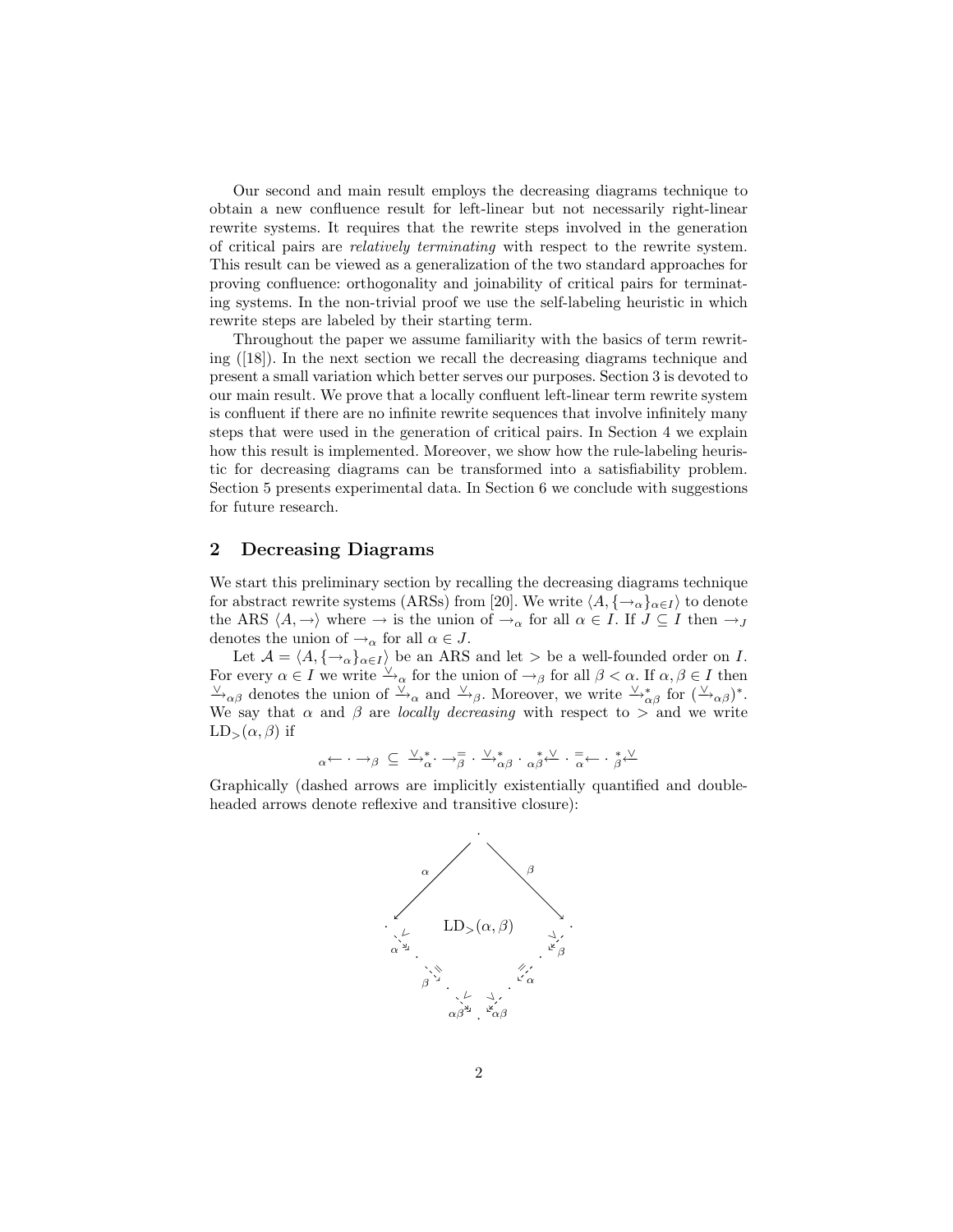Our second and main result employs the decreasing diagrams technique to obtain a new confluence result for left-linear but not necessarily right-linear rewrite systems. It requires that the rewrite steps involved in the generation of critical pairs are *relatively terminating* with respect to the rewrite system. This result can be viewed as a generalization of the two standard approaches for proving confluence: orthogonality and joinability of critical pairs for terminating systems. In the non-trivial proof we use the self-labeling heuristic in which rewrite steps are labeled by their starting term.

Throughout the paper we assume familiarity with the basics of term rewriting ([18]). In the next section we recall the decreasing diagrams technique and present a small variation which better serves our purposes. Section 3 is devoted to our main result. We prove that a locally confluent left-linear term rewrite system is confluent if there are no infinite rewrite sequences that involve infinitely many steps that were used in the generation of critical pairs. In Section 4 we explain how this result is implemented. Moreover, we show how the rule-labeling heuristic for decreasing diagrams can be transformed into a satisfiability problem. Section 5 presents experimental data. In Section 6 we conclude with suggestions for future research.

## 2 Decreasing Diagrams

We start this preliminary section by recalling the decreasing diagrams technique for abstract rewrite systems (ARSs) from [20]. We write $\langle A, \{\to_\alpha\}_{\alpha \in I}\rangle$ to denote the ARS $\langle A, \to\rangle$ where $\to$ is the union of $\to_\alpha$ for all $\alpha \in I$. If $J \subseteq I$ then $\to_J$ denotes the union of $\to_\alpha$ for all $\alpha \in J$.

Let $\mathcal{A} = \langle A, \{\to_\alpha\}_{\alpha \in I}\rangle$ be an ARS and let $>$ be a well-founded order on $I$. For every $\alpha \in I$ we write $\overset{\vee}{\to}_\alpha$ for the union of $\to_\beta$ for all $\beta < \alpha$. If $\alpha, \beta \in I$ then $\overset{\vee}{\to}_{\alpha\beta}$ denotes the union of $\overset{\vee}{\to}_\alpha$ and $\overset{\vee}{\to}_\beta$. Moreover, we write $\overset{\vee}{\to}^*_{\alpha\beta}$ for $(\overset{\vee}{\to}_{\alpha\beta})^*$. We say that $\alpha$ and $\beta$ are *locally decreasing* with respect to $>$ and we write $\mathrm{LD}_>(\alpha, \beta)$ if

$$
{}_{\alpha}\!\leftarrow \cdot \to_\beta \;\subseteq\; \overset{\vee}{\to}^*_\alpha \cdot \to^=_\beta \cdot \overset{\vee}{\to}^*_{\alpha\beta} \cdot {}^{*}_{\alpha\beta}\!\overset{\vee}{\leftarrow} \cdot {}^{=}_{\alpha}\!\leftarrow \cdot {}^{*}_{\beta}\!\overset{\vee}{\leftarrow}
$$

Graphically (dashed arrows are implicitly existentially quantified and double-headed arrows denote reflexive and transitive closure):

$$
\begin{array}{ccc}
 & \cdot & \\
\swarrow_{\alpha} & & \searrow_{\beta} \\
\cdot & \mathrm{LD}_>(\alpha,\beta) & \cdot \\
\overset{\vee}{\twoheadrightarrow}_{\alpha} & & \overset{\vee}{\twoheadleftarrow}_{\beta} \\
\cdot & & \cdot \\
\to^{=}_{\beta} & & {}^{=}_{\alpha}\!\leftarrow \\
\cdot & & \cdot \\
\overset{\vee}{\twoheadrightarrow}_{\alpha\beta} & & \overset{\vee}{\twoheadleftarrow}_{\alpha\beta} \\
 & \cdot &
\end{array}
$$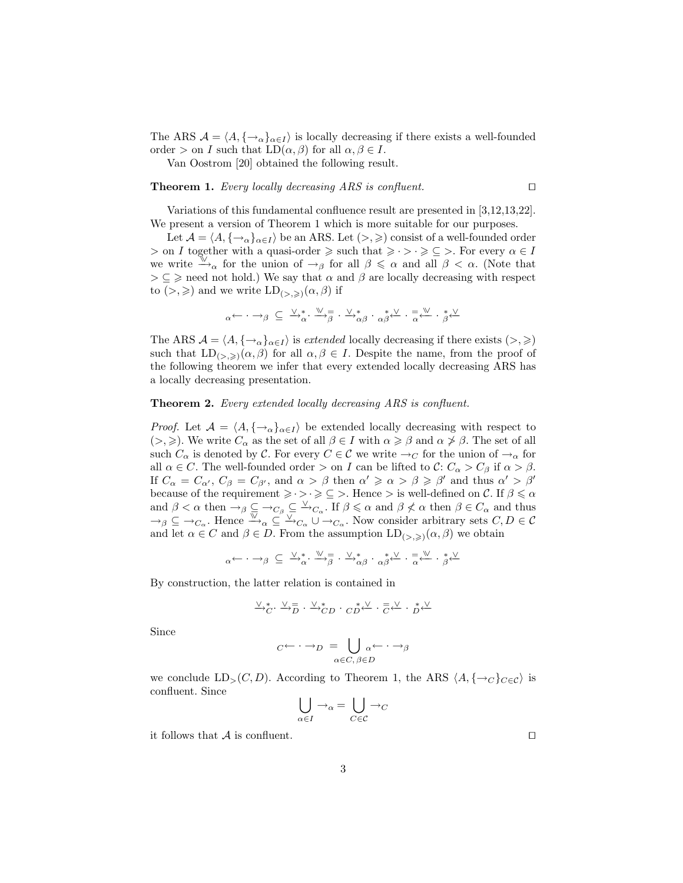The ARS $\mathcal{A} = \langle A, \{\to_\alpha\}_{\alpha \in I}\rangle$ is locally decreasing if there exists a well-founded order $>$ on $I$ such that $\mathrm{LD}(\alpha, \beta)$ for all $\alpha, \beta \in I$.

Van Oostrom [20] obtained the following result.

**Theorem 1.** *Every locally decreasing ARS is confluent.* □

Variations of this fundamental confluence result are presented in [3,12,13,22]. We present a version of Theorem 1 which is more suitable for our purposes.

Let $\mathcal{A} = \langle A, \{\to_\alpha\}_{\alpha \in I}\rangle$ be an ARS. Let $(>, \geqslant)$ consist of a well-founded order $>$ on $I$ together with a quasi-order $\geqslant$ such that $\geqslant \cdot > \cdot \geqslant \,\subseteq\, >$. For every $\alpha \in I$ we write $\xrightarrow{\curlyvee\!\!\!\vee}_\alpha$ for the union of $\to_\beta$ for all $\beta \leqslant \alpha$ and all $\beta < \alpha$. (Note that $> \subseteq \geqslant$ need not hold.) We say that $\alpha$ and $\beta$ are locally decreasing with respect to $(>, \geqslant)$ and we write $\mathrm{LD}_{(>,\geqslant)}(\alpha, \beta)$ if

$$
{}_\alpha\!\leftarrow \cdot \to_\beta \;\subseteq\; \xrightarrow{\vee}{}^{*}_{\alpha} \cdot \xrightarrow{\curlyvee\!\!\!\vee}{}^{=}_{\beta} \cdot \xrightarrow{\vee}{}^{*}_{\alpha\beta} \cdot {}_{\alpha\beta}^{\;*}\!\xleftarrow{\vee} \cdot {}_{\alpha}^{=}\!\xleftarrow{\curlyvee\!\!\!\vee} \cdot {}_{\beta}^{*}\!\xleftarrow{\vee}
$$

The ARS $\mathcal{A} = \langle A, \{\to_\alpha\}_{\alpha \in I}\rangle$ is *extended* locally decreasing if there exists $(>, \geqslant)$ such that $\mathrm{LD}_{(>,\geqslant)}(\alpha, \beta)$ for all $\alpha, \beta \in I$. Despite the name, from the proof of the following theorem we infer that every extended locally decreasing ARS has a locally decreasing presentation.

**Theorem 2.** *Every extended locally decreasing ARS is confluent.*

*Proof.* Let $\mathcal{A} = \langle A, \{\to_\alpha\}_{\alpha \in I}\rangle$ be extended locally decreasing with respect to $(>, \geqslant)$. We write $C_\alpha$ as the set of all $\beta \in I$ with $\alpha \geqslant \beta$ and $\alpha \not> \beta$. The set of all such $C_\alpha$ is denoted by $\mathcal{C}$. For every $C \in \mathcal{C}$ we write $\to_C$ for the union of $\to_\alpha$ for all $\alpha \in C$. The well-founded order $>$ on $I$ can be lifted to $\mathcal{C}$: $C_\alpha > C_\beta$ if $\alpha > \beta$. If $C_\alpha = C_{\alpha'}$, $C_\beta = C_{\beta'}$, and $\alpha > \beta$ then $\alpha' \geqslant \alpha > \beta \geqslant \beta'$ and thus $\alpha' > \beta'$ because of the requirement $\geqslant \cdot > \cdot \geqslant \,\subseteq\, >$. Hence $>$ is well-defined on $\mathcal{C}$. If $\beta \leqslant \alpha$ and $\beta < \alpha$ then $\to_\beta \subseteq \to_{C_\beta} \subseteq \xrightarrow{\vee}_{C_\alpha}$. If $\beta \leqslant \alpha$ and $\beta \not< \alpha$ then $\beta \in C_\alpha$ and thus $\to_\beta \subseteq \to_{C_\alpha}$. Hence $\xrightarrow{\curlyvee\!\!\!\vee}_\alpha \subseteq \xrightarrow{\vee}_{C_\alpha} \cup \to_{C_\alpha}$. Now consider arbitrary sets $C, D \in \mathcal{C}$ and let $\alpha \in C$ and $\beta \in D$. From the assumption $\mathrm{LD}_{(>,\geqslant)}(\alpha, \beta)$ we obtain

$$
{}_\alpha\!\leftarrow \cdot \to_\beta \;\subseteq\; \xrightarrow{\vee}{}^{*}_{\alpha} \cdot \xrightarrow{\curlyvee\!\!\!\vee}{}^{=}_{\beta} \cdot \xrightarrow{\vee}{}^{*}_{\alpha\beta} \cdot {}_{\alpha\beta}^{\;*}\!\xleftarrow{\vee} \cdot {}_{\alpha}^{=}\!\xleftarrow{\curlyvee\!\!\!\vee} \cdot {}_{\beta}^{*}\!\xleftarrow{\vee}
$$

By construction, the latter relation is contained in

$$
\xrightarrow{\vee}{}^{*}_{C} \cdot \xrightarrow{\vee}{}^{=}_{D} \cdot \xrightarrow{\vee}{}^{*}_{CD} \cdot {}_{CD}^{\;*}\!\xleftarrow{\vee} \cdot {}_{C}^{=}\!\xleftarrow{\vee} \cdot {}_{D}^{*}\!\xleftarrow{\vee}
$$

Since

$$
{}_C\!\leftarrow \cdot \to_D \;=\; \bigcup_{\alpha \in C,\, \beta \in D} {}_\alpha\!\leftarrow \cdot \to_\beta
$$

we conclude $\mathrm{LD}_>(C, D)$. According to Theorem 1, the ARS $\langle A, \{\to_C\}_{C \in \mathcal{C}}\rangle$ is confluent. Since

$$
\bigcup_{\alpha \in I} \to_\alpha = \bigcup_{C \in \mathcal{C}} \to_C
$$

it follows that $\mathcal{A}$ is confluent. □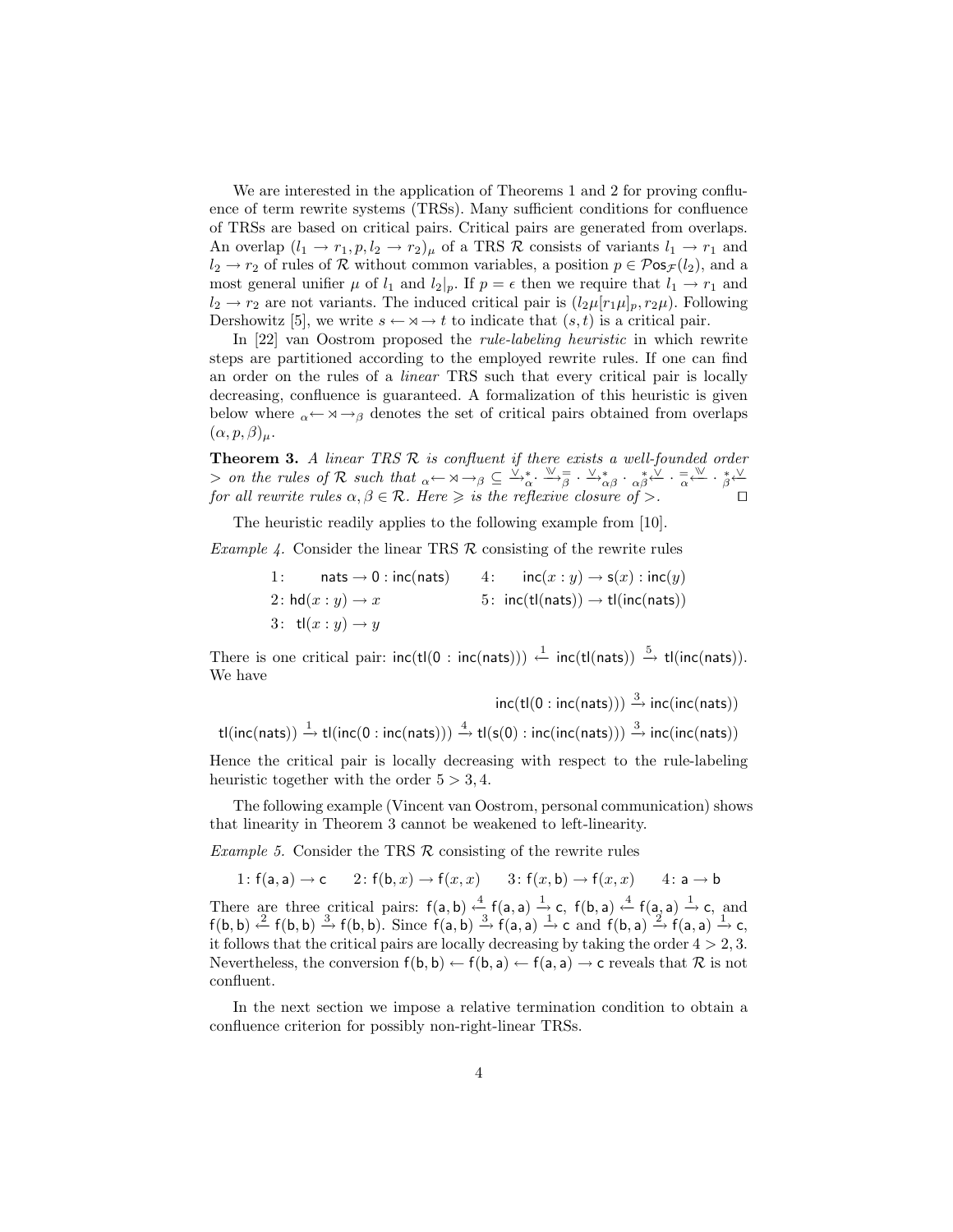We are interested in the application of Theorems 1 and 2 for proving confluence of term rewrite systems (TRSs). Many sufficient conditions for confluence of TRSs are based on critical pairs. Critical pairs are generated from overlaps. An overlap $(l_1 \to r_1, p, l_2 \to r_2)_\mu$ of a TRS $\mathcal{R}$ consists of variants $l_1 \to r_1$ and $l_2 \to r_2$ of rules of $\mathcal{R}$ without common variables, a position $p \in \mathcal{P}\mathsf{os}_\mathcal{F}(l_2)$, and a most general unifier $\mu$ of $l_1$ and $l_2|_p$. If $p = \epsilon$ then we require that $l_1 \to r_1$ and $l_2 \to r_2$ are not variants. The induced critical pair is $(l_2\mu[r_1\mu]_p, r_2\mu)$. Following Dershowitz [5], we write $s \leftarrow\!\rtimes\!\to t$ to indicate that $(s,t)$ is a critical pair.

In [22] van Oostrom proposed the *rule-labeling heuristic* in which rewrite steps are partitioned according to the employed rewrite rules. If one can find an order on the rules of a *linear* TRS such that every critical pair is locally decreasing, confluence is guaranteed. A formalization of this heuristic is given below where ${}_\alpha\!\leftarrow\!\rtimes\!\to_\beta$ denotes the set of critical pairs obtained from overlaps $(\alpha, p, \beta)_\mu$.

**Theorem 3.** *A linear TRS $\mathcal{R}$ is confluent if there exists a well-founded order $>$ on the rules of $\mathcal{R}$ such that ${}_\alpha\!\leftarrow\!\rtimes\!\to_\beta \subseteq \xrightarrow{\vee}{}^*_\alpha \cdot \xrightarrow{\vee\!\!\vee}{}^=_\beta \cdot \xrightarrow{\vee}{}^*_{\alpha\beta} \cdot {}^*_{\alpha\beta}\!\xleftarrow{\vee} \cdot {}^=_\alpha\!\xleftarrow{\vee\!\!\vee} \cdot {}^*_\beta\!\xleftarrow{\vee}$ for all rewrite rules $\alpha, \beta \in \mathcal{R}$. Here $\geqslant$ is the reflexive closure of $>$.* □

The heuristic readily applies to the following example from [10].

*Example 4.* Consider the linear TRS $\mathcal{R}$ consisting of the rewrite rules

$$
\begin{array}{llll}
1\colon & \mathsf{nats} \to \mathsf{0} : \mathsf{inc}(\mathsf{nats}) & 4\colon & \mathsf{inc}(x : y) \to \mathsf{s}(x) : \mathsf{inc}(y) \\
2\colon & \mathsf{hd}(x : y) \to x & 5\colon & \mathsf{inc}(\mathsf{tl}(\mathsf{nats})) \to \mathsf{tl}(\mathsf{inc}(\mathsf{nats})) \\
3\colon & \mathsf{tl}(x : y) \to y & &
\end{array}
$$

There is one critical pair: $\mathsf{inc}(\mathsf{tl}(\mathsf{0} : \mathsf{inc}(\mathsf{nats}))) \xleftarrow{1} \mathsf{inc}(\mathsf{tl}(\mathsf{nats})) \xrightarrow{5} \mathsf{tl}(\mathsf{inc}(\mathsf{nats}))$. We have

$$\mathsf{inc}(\mathsf{tl}(\mathsf{0} : \mathsf{inc}(\mathsf{nats}))) \xrightarrow{3} \mathsf{inc}(\mathsf{inc}(\mathsf{nats}))$$

$$\mathsf{tl}(\mathsf{inc}(\mathsf{nats})) \xrightarrow{1} \mathsf{tl}(\mathsf{inc}(\mathsf{0} : \mathsf{inc}(\mathsf{nats}))) \xrightarrow{4} \mathsf{tl}(\mathsf{s}(\mathsf{0}) : \mathsf{inc}(\mathsf{inc}(\mathsf{nats}))) \xrightarrow{3} \mathsf{inc}(\mathsf{inc}(\mathsf{nats}))$$

Hence the critical pair is locally decreasing with respect to the rule-labeling heuristic together with the order $5 > 3, 4$.

The following example (Vincent van Oostrom, personal communication) shows that linearity in Theorem 3 cannot be weakened to left-linearity.

*Example 5.* Consider the TRS $\mathcal{R}$ consisting of the rewrite rules

$$1\colon \mathsf{f}(\mathsf{a},\mathsf{a}) \to \mathsf{c} \qquad 2\colon \mathsf{f}(\mathsf{b}, x) \to \mathsf{f}(x, x) \qquad 3\colon \mathsf{f}(x, \mathsf{b}) \to \mathsf{f}(x, x) \qquad 4\colon \mathsf{a} \to \mathsf{b}$$

There are three critical pairs: $\mathsf{f}(\mathsf{a},\mathsf{b}) \xleftarrow{4} \mathsf{f}(\mathsf{a},\mathsf{a}) \xrightarrow{1} \mathsf{c}$, $\mathsf{f}(\mathsf{b},\mathsf{a}) \xleftarrow{4} \mathsf{f}(\mathsf{a},\mathsf{a}) \xrightarrow{1} \mathsf{c}$, and $\mathsf{f}(\mathsf{b},\mathsf{b}) \xleftarrow{2} \mathsf{f}(\mathsf{b},\mathsf{b}) \xrightarrow{3} \mathsf{f}(\mathsf{b},\mathsf{b})$. Since $\mathsf{f}(\mathsf{a},\mathsf{b}) \xrightarrow{3} \mathsf{f}(\mathsf{a},\mathsf{a}) \xrightarrow{1} \mathsf{c}$ and $\mathsf{f}(\mathsf{b},\mathsf{a}) \xrightarrow{2} \mathsf{f}(\mathsf{a},\mathsf{a}) \xrightarrow{1} \mathsf{c}$, it follows that the critical pairs are locally decreasing by taking the order $4 > 2, 3$. Nevertheless, the conversion $\mathsf{f}(\mathsf{b},\mathsf{b}) \leftarrow \mathsf{f}(\mathsf{b},\mathsf{a}) \leftarrow \mathsf{f}(\mathsf{a},\mathsf{a}) \to \mathsf{c}$ reveals that $\mathcal{R}$ is not confluent.

In the next section we impose a relative termination condition to obtain a confluence criterion for possibly non-right-linear TRSs.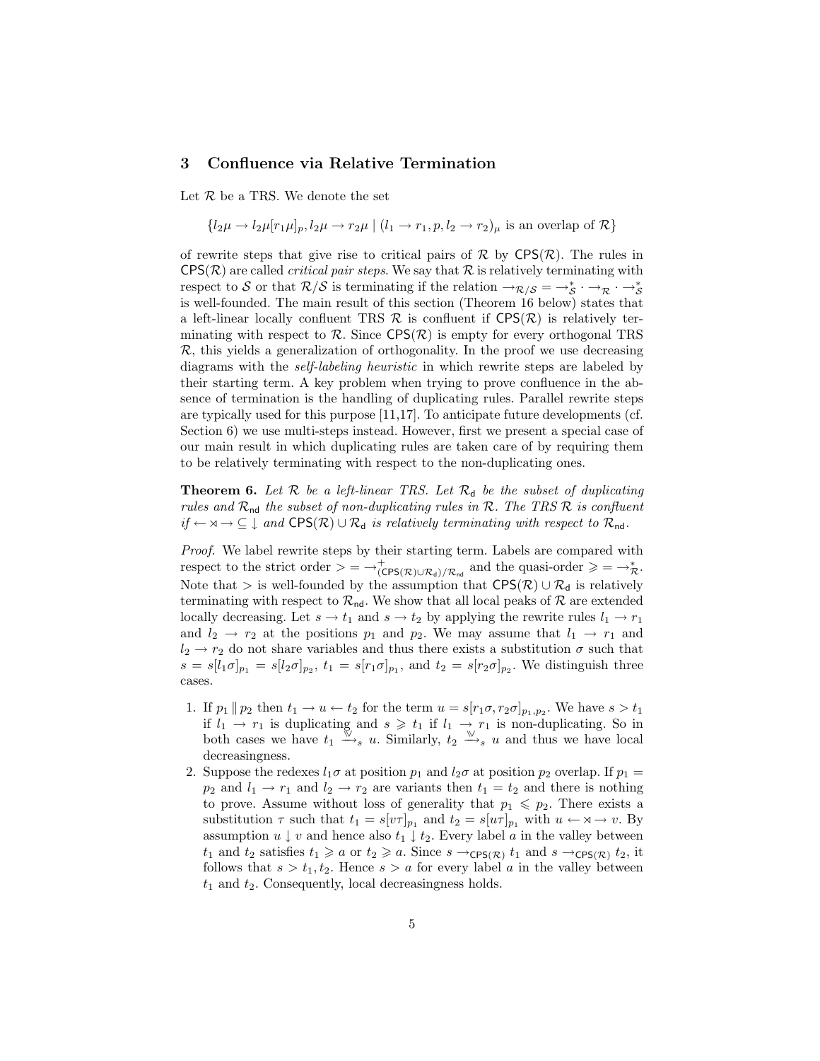## 3 Confluence via Relative Termination

Let $\mathcal{R}$ be a TRS. We denote the set

$$\{l_2\mu \to l_2\mu[r_1\mu]_p, l_2\mu \to r_2\mu \mid (l_1 \to r_1, p, l_2 \to r_2)_\mu \text{ is an overlap of } \mathcal{R}\}$$

of rewrite steps that give rise to critical pairs of $\mathcal{R}$ by $\mathsf{CPS}(\mathcal{R})$. The rules in $\mathsf{CPS}(\mathcal{R})$ are called *critical pair steps*. We say that $\mathcal{R}$ is relatively terminating with respect to $\mathcal{S}$ or that $\mathcal{R}/\mathcal{S}$ is terminating if the relation $\to_{\mathcal{R}/\mathcal{S}} = \to_{\mathcal{S}}^* \cdot \to_{\mathcal{R}} \cdot \to_{\mathcal{S}}^*$ is well-founded. The main result of this section (Theorem 16 below) states that a left-linear locally confluent TRS $\mathcal{R}$ is confluent if $\mathsf{CPS}(\mathcal{R})$ is relatively terminating with respect to $\mathcal{R}$. Since $\mathsf{CPS}(\mathcal{R})$ is empty for every orthogonal TRS $\mathcal{R}$, this yields a generalization of orthogonality. In the proof we use decreasing diagrams with the *self-labeling heuristic* in which rewrite steps are labeled by their starting term. A key problem when trying to prove confluence in the absence of termination is the handling of duplicating rules. Parallel rewrite steps are typically used for this purpose [11,17]. To anticipate future developments (cf. Section 6) we use multi-steps instead. However, first we present a special case of our main result in which duplicating rules are taken care of by requiring them to be relatively terminating with respect to the non-duplicating ones.

**Theorem 6.** *Let $\mathcal{R}$ be a left-linear TRS. Let $\mathcal{R}_{\mathsf{d}}$ be the subset of duplicating rules and $\mathcal{R}_{\mathsf{nd}}$ the subset of non-duplicating rules in $\mathcal{R}$. The TRS $\mathcal{R}$ is confluent if $\leftarrow \rtimes \to \subseteq \downarrow$ and $\mathsf{CPS}(\mathcal{R}) \cup \mathcal{R}_{\mathsf{d}}$ is relatively terminating with respect to $\mathcal{R}_{\mathsf{nd}}$.*

*Proof.* We label rewrite steps by their starting term. Labels are compared with respect to the strict order $> = \to^+_{(\mathsf{CPS}(\mathcal{R}) \cup \mathcal{R}_{\mathsf{d}})/\mathcal{R}_{\mathsf{nd}}}$ and the quasi-order $\geqslant = \to^*_{\mathcal{R}}$. Note that $>$ is well-founded by the assumption that $\mathsf{CPS}(\mathcal{R}) \cup \mathcal{R}_{\mathsf{d}}$ is relatively terminating with respect to $\mathcal{R}_{\mathsf{nd}}$. We show that all local peaks of $\mathcal{R}$ are extended locally decreasing. Let $s \to t_1$ and $s \to t_2$ by applying the rewrite rules $l_1 \to r_1$ and $l_2 \to r_2$ at the positions $p_1$ and $p_2$. We may assume that $l_1 \to r_1$ and $l_2 \to r_2$ do not share variables and thus there exists a substitution $\sigma$ such that $s = s[l_1\sigma]_{p_1} = s[l_2\sigma]_{p_2}$, $t_1 = s[r_1\sigma]_{p_1}$, and $t_2 = s[r_2\sigma]_{p_2}$. We distinguish three cases.

1. If $p_1 \parallel p_2$ then $t_1 \to u \leftarrow t_2$ for the term $u = s[r_1\sigma, r_2\sigma]_{p_1,p_2}$. We have $s > t_1$ if $l_1 \to r_1$ is duplicating and $s \geqslant t_1$ if $l_1 \to r_1$ is non-duplicating. So in both cases we have $t_1 \xrightarrow{\geqslant}_s u$. Similarly, $t_2 \xrightarrow{\geqslant}_s u$ and thus we have local decreasingness.
2. Suppose the redexes $l_1\sigma$ at position $p_1$ and $l_2\sigma$ at position $p_2$ overlap. If $p_1 = p_2$ and $l_1 \to r_1$ and $l_2 \to r_2$ are variants then $t_1 = t_2$ and there is nothing to prove. Assume without loss of generality that $p_1 \leqslant p_2$. There exists a substitution $\tau$ such that $t_1 = s[v\tau]_{p_1}$ and $t_2 = s[u\tau]_{p_1}$ with $u \leftarrow \rtimes \to v$. By assumption $u \downarrow v$ and hence also $t_1 \downarrow t_2$. Every label $a$ in the valley between $t_1$ and $t_2$ satisfies $t_1 \geqslant a$ or $t_2 \geqslant a$. Since $s \to_{\mathsf{CPS}(\mathcal{R})} t_1$ and $s \to_{\mathsf{CPS}(\mathcal{R})} t_2$, it follows that $s > t_1, t_2$. Hence $s > a$ for every label $a$ in the valley between $t_1$ and $t_2$. Consequently, local decreasingness holds.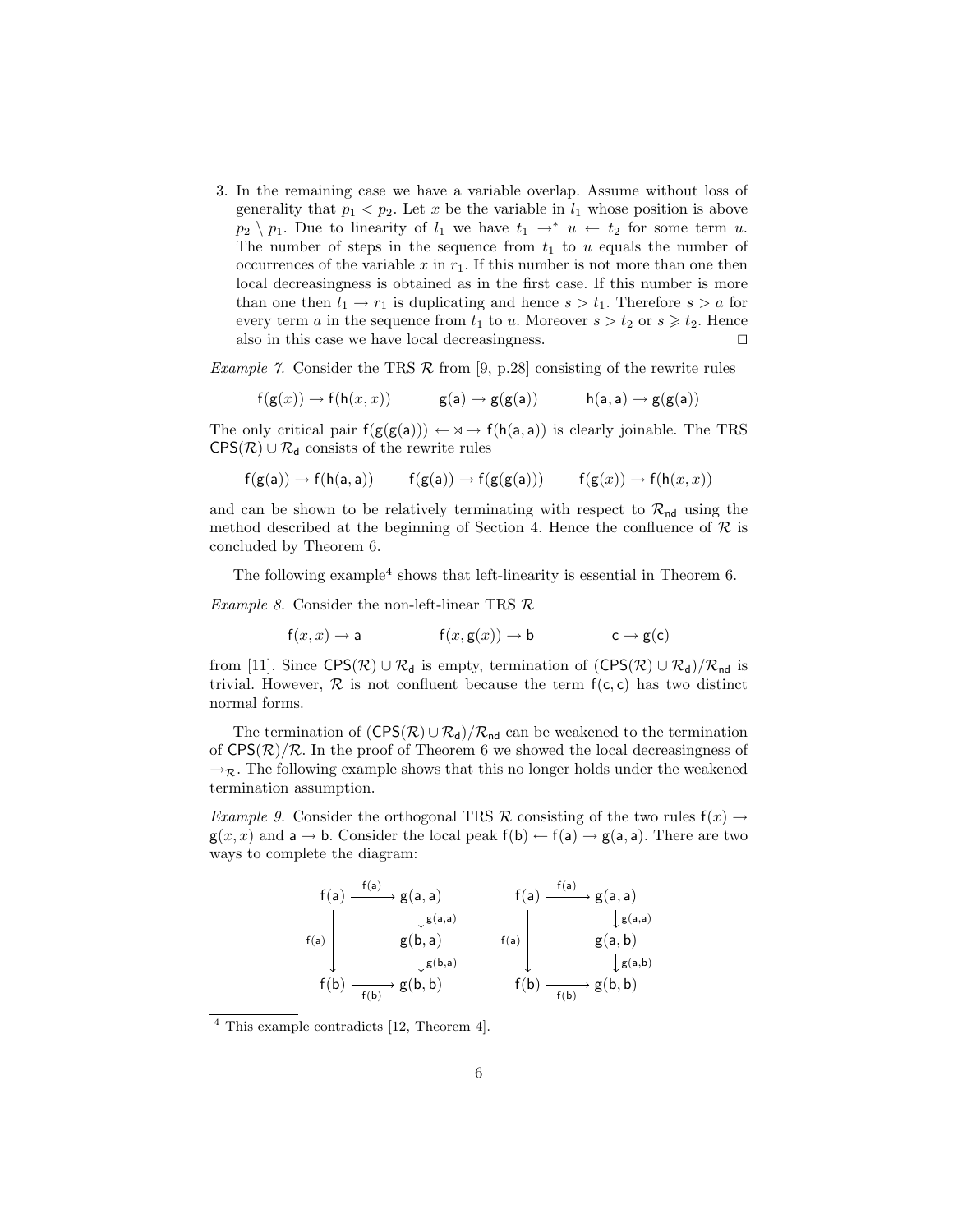3. In the remaining case we have a variable overlap. Assume without loss of generality that $p_1 < p_2$. Let $x$ be the variable in $l_1$ whose position is above $p_2 \setminus p_1$. Due to linearity of $l_1$ we have $t_1 \to^* u \leftarrow t_2$ for some term $u$. The number of steps in the sequence from $t_1$ to $u$ equals the number of occurrences of the variable $x$ in $r_1$. If this number is not more than one then local decreasingness is obtained as in the first case. If this number is more than one then $l_1 \to r_1$ is duplicating and hence $s > t_1$. Therefore $s > a$ for every term $a$ in the sequence from $t_1$ to $u$. Moreover $s > t_2$ or $s \geqslant t_2$. Hence also in this case we have local decreasingness. $\square$

*Example 7.* Consider the TRS $\mathcal{R}$ from [9, p.28] consisting of the rewrite rules

$$\mathsf{f}(\mathsf{g}(x)) \to \mathsf{f}(\mathsf{h}(x, x)) \qquad \mathsf{g}(\mathsf{a}) \to \mathsf{g}(\mathsf{g}(\mathsf{a})) \qquad \mathsf{h}(\mathsf{a}, \mathsf{a}) \to \mathsf{g}(\mathsf{g}(\mathsf{a}))$$

The only critical pair $\mathsf{f}(\mathsf{g}(\mathsf{g}(\mathsf{a}))) \leftarrow\!\rtimes\!\to \mathsf{f}(\mathsf{h}(\mathsf{a}, \mathsf{a}))$ is clearly joinable. The TRS $\mathsf{CPS}(\mathcal{R}) \cup \mathcal{R}_\mathsf{d}$ consists of the rewrite rules

$$\mathsf{f}(\mathsf{g}(\mathsf{a})) \to \mathsf{f}(\mathsf{h}(\mathsf{a}, \mathsf{a})) \qquad \mathsf{f}(\mathsf{g}(\mathsf{a})) \to \mathsf{f}(\mathsf{g}(\mathsf{g}(\mathsf{a}))) \qquad \mathsf{f}(\mathsf{g}(x)) \to \mathsf{f}(\mathsf{h}(x, x))$$

and can be shown to be relatively terminating with respect to $\mathcal{R}_\mathsf{nd}$ using the method described at the beginning of Section 4. Hence the confluence of $\mathcal{R}$ is concluded by Theorem 6.

The following example[4] shows that left-linearity is essential in Theorem 6.

*Example 8.* Consider the non-left-linear TRS $\mathcal{R}$

$$\mathsf{f}(x, x) \to \mathsf{a} \qquad \mathsf{f}(x, \mathsf{g}(x)) \to \mathsf{b} \qquad \mathsf{c} \to \mathsf{g}(\mathsf{c})$$

from [11]. Since $\mathsf{CPS}(\mathcal{R}) \cup \mathcal{R}_\mathsf{d}$ is empty, termination of $(\mathsf{CPS}(\mathcal{R}) \cup \mathcal{R}_\mathsf{d})/\mathcal{R}_\mathsf{nd}$ is trivial. However, $\mathcal{R}$ is not confluent because the term $\mathsf{f}(\mathsf{c}, \mathsf{c})$ has two distinct normal forms.

The termination of $(\mathsf{CPS}(\mathcal{R}) \cup \mathcal{R}_\mathsf{d})/\mathcal{R}_\mathsf{nd}$ can be weakened to the termination of $\mathsf{CPS}(\mathcal{R})/\mathcal{R}$. In the proof of Theorem 6 we showed the local decreasingness of $\to_\mathcal{R}$. The following example shows that this no longer holds under the weakened termination assumption.

*Example 9.* Consider the orthogonal TRS $\mathcal{R}$ consisting of the two rules $\mathsf{f}(x) \to \mathsf{g}(x, x)$ and $\mathsf{a} \to \mathsf{b}$. Consider the local peak $\mathsf{f}(\mathsf{b}) \leftarrow \mathsf{f}(\mathsf{a}) \to \mathsf{g}(\mathsf{a}, \mathsf{a})$. There are two ways to complete the diagram:

$$\begin{array}{ccc}
\mathsf{f}(\mathsf{a}) & \xrightarrow{\mathsf{f}(\mathsf{a})} & \mathsf{g}(\mathsf{a},\mathsf{a}) \\
 & & \downarrow_{\mathsf{g}(\mathsf{a},\mathsf{a})} \\
\downarrow_{\mathsf{f}(\mathsf{a})} & & \mathsf{g}(\mathsf{b},\mathsf{a}) \\
 & & \downarrow_{\mathsf{g}(\mathsf{b},\mathsf{a})} \\
\mathsf{f}(\mathsf{b}) & \xrightarrow[\mathsf{f}(\mathsf{b})]{} & \mathsf{g}(\mathsf{b},\mathsf{b})
\end{array}
\qquad\qquad
\begin{array}{ccc}
\mathsf{f}(\mathsf{a}) & \xrightarrow{\mathsf{f}(\mathsf{a})} & \mathsf{g}(\mathsf{a},\mathsf{a}) \\
 & & \downarrow_{\mathsf{g}(\mathsf{a},\mathsf{a})} \\
\downarrow_{\mathsf{f}(\mathsf{a})} & & \mathsf{g}(\mathsf{a},\mathsf{b}) \\
 & & \downarrow_{\mathsf{g}(\mathsf{a},\mathsf{b})} \\
\mathsf{f}(\mathsf{b}) & \xrightarrow[\mathsf{f}(\mathsf{b})]{} & \mathsf{g}(\mathsf{b},\mathsf{b})
\end{array}$$

[4] This example contradicts [12, Theorem 4].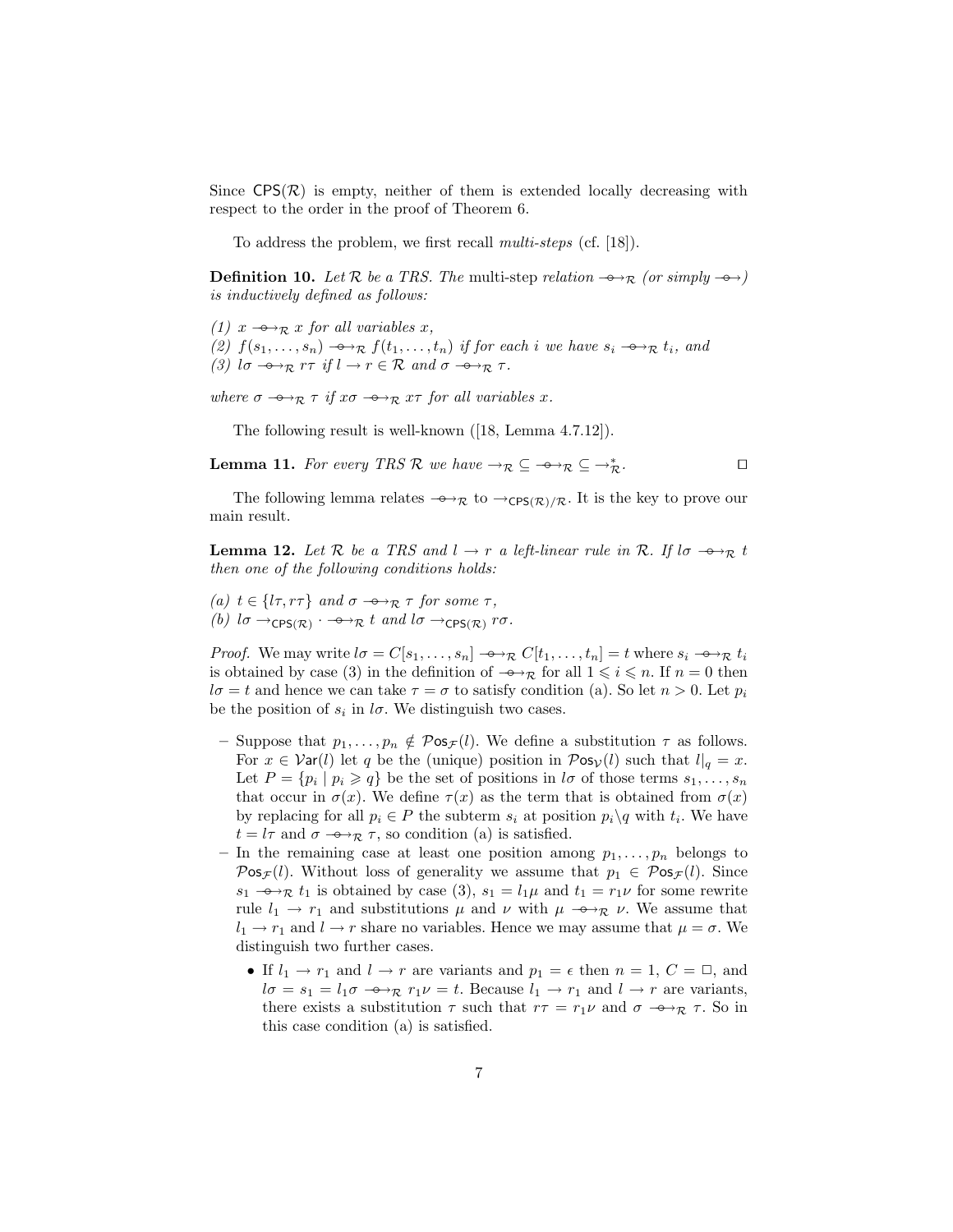Since $\mathsf{CPS}(\mathcal{R})$ is empty, neither of them is extended locally decreasing with respect to the order in the proof of Theorem 6.

To address the problem, we first recall *multi-steps* (cf. [18]).

**Definition 10.** *Let $\mathcal{R}$ be a TRS. The* multi-step *relation $\twoheadrightarrow_{\mathcal{R}}$ (or simply $\twoheadrightarrow$) is inductively defined as follows:*

*(1) $x \twoheadrightarrow_{\mathcal{R}} x$ for all variables $x$,*
*(2) $f(s_1, \ldots, s_n) \twoheadrightarrow_{\mathcal{R}} f(t_1, \ldots, t_n)$ if for each $i$ we have $s_i \twoheadrightarrow_{\mathcal{R}} t_i$, and*
*(3) $l\sigma \twoheadrightarrow_{\mathcal{R}} r\tau$ if $l \to r \in \mathcal{R}$ and $\sigma \twoheadrightarrow_{\mathcal{R}} \tau$.*

*where $\sigma \twoheadrightarrow_{\mathcal{R}} \tau$ if $x\sigma \twoheadrightarrow_{\mathcal{R}} x\tau$ for all variables $x$.*

The following result is well-known ([18, Lemma 4.7.12]).

**Lemma 11.** *For every TRS $\mathcal{R}$ we have $\to_{\mathcal{R}} \subseteq \twoheadrightarrow_{\mathcal{R}} \subseteq \to_{\mathcal{R}}^*$.* ◻

The following lemma relates $\twoheadrightarrow_{\mathcal{R}}$ to $\to_{\mathsf{CPS}(\mathcal{R})/\mathcal{R}}$. It is the key to prove our main result.

**Lemma 12.** *Let $\mathcal{R}$ be a TRS and $l \to r$ a left-linear rule in $\mathcal{R}$. If $l\sigma \twoheadrightarrow_{\mathcal{R}} t$ then one of the following conditions holds:*

*(a) $t \in \{l\tau, r\tau\}$ and $\sigma \twoheadrightarrow_{\mathcal{R}} \tau$ for some $\tau$,*
*(b) $l\sigma \to_{\mathsf{CPS}(\mathcal{R})} \cdot \twoheadrightarrow_{\mathcal{R}} t$ and $l\sigma \to_{\mathsf{CPS}(\mathcal{R})} r\sigma$.*

*Proof.* We may write $l\sigma = C[s_1, \ldots, s_n] \twoheadrightarrow_{\mathcal{R}} C[t_1, \ldots, t_n] = t$ where $s_i \twoheadrightarrow_{\mathcal{R}} t_i$ is obtained by case (3) in the definition of $\twoheadrightarrow_{\mathcal{R}}$ for all $1 \leqslant i \leqslant n$. If $n = 0$ then $l\sigma = t$ and hence we can take $\tau = \sigma$ to satisfy condition (a). So let $n > 0$. Let $p_i$ be the position of $s_i$ in $l\sigma$. We distinguish two cases.

- Suppose that $p_1, \ldots, p_n \notin \mathcal{P}\mathsf{os}_{\mathcal{F}}(l)$. We define a substitution $\tau$ as follows. For $x \in \mathcal{V}\mathsf{ar}(l)$ let $q$ be the (unique) position in $\mathcal{P}\mathsf{os}_{\mathcal{V}}(l)$ such that $l|_q = x$. Let $P = \{p_i \mid p_i \geqslant q\}$ be the set of positions in $l\sigma$ of those terms $s_1, \ldots, s_n$ that occur in $\sigma(x)$. We define $\tau(x)$ as the term that is obtained from $\sigma(x)$ by replacing for all $p_i \in P$ the subterm $s_i$ at position $p_i \backslash q$ with $t_i$. We have $t = l\tau$ and $\sigma \twoheadrightarrow_{\mathcal{R}} \tau$, so condition (a) is satisfied.
- In the remaining case at least one position among $p_1, \ldots, p_n$ belongs to $\mathcal{P}\mathsf{os}_{\mathcal{F}}(l)$. Without loss of generality we assume that $p_1 \in \mathcal{P}\mathsf{os}_{\mathcal{F}}(l)$. Since $s_1 \twoheadrightarrow_{\mathcal{R}} t_1$ is obtained by case (3), $s_1 = l_1\mu$ and $t_1 = r_1\nu$ for some rewrite rule $l_1 \to r_1$ and substitutions $\mu$ and $\nu$ with $\mu \twoheadrightarrow_{\mathcal{R}} \nu$. We assume that $l_1 \to r_1$ and $l \to r$ share no variables. Hence we may assume that $\mu = \sigma$. We distinguish two further cases.
  - If $l_1 \to r_1$ and $l \to r$ are variants and $p_1 = \epsilon$ then $n = 1$, $C = \Box$, and $l\sigma = s_1 = l_1\sigma \twoheadrightarrow_{\mathcal{R}} r_1\nu = t$. Because $l_1 \to r_1$ and $l \to r$ are variants, there exists a substitution $\tau$ such that $r\tau = r_1\nu$ and $\sigma \twoheadrightarrow_{\mathcal{R}} \tau$. So in this case condition (a) is satisfied.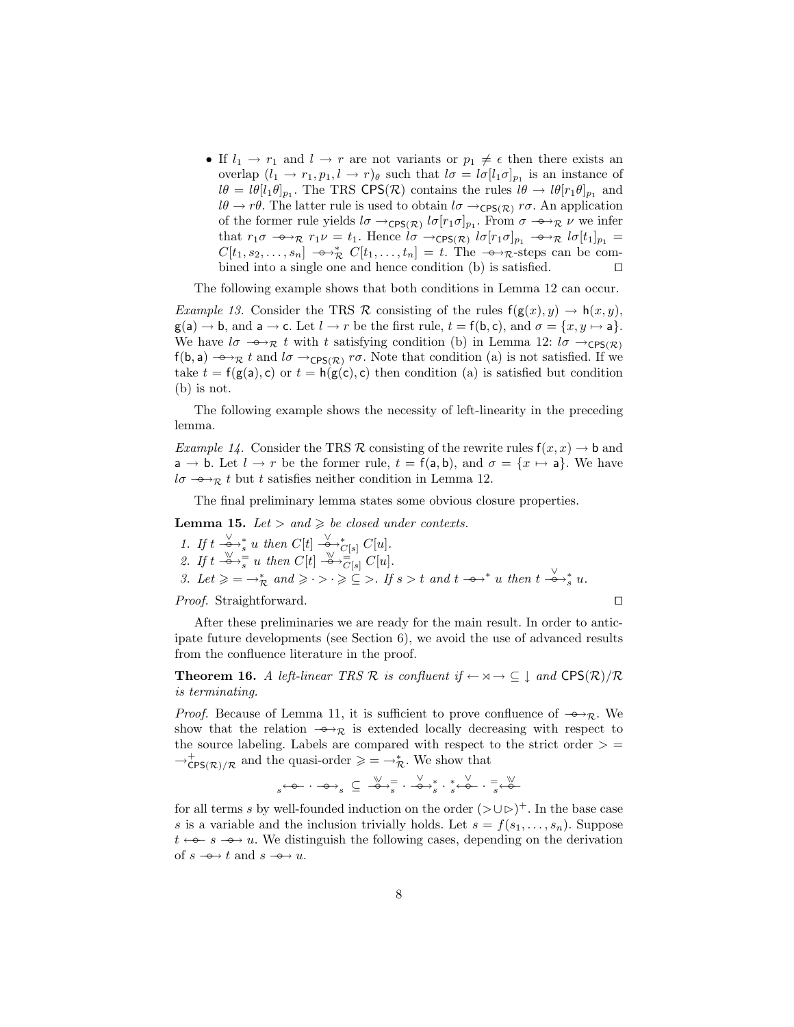- If $l_1 \to r_1$ and $l \to r$ are not variants or $p_1 \neq \epsilon$ then there exists an overlap $(l_1 \to r_1, p_1, l \to r)_\theta$ such that $l\sigma = l\sigma[l_1\sigma]_{p_1}$ is an instance of $l\theta = l\theta[l_1\theta]_{p_1}$. The TRS $\mathsf{CPS}(\mathcal{R})$ contains the rules $l\theta \to l\theta[r_1\theta]_{p_1}$ and $l\theta \to r\theta$. The latter rule is used to obtain $l\sigma \to_{\mathsf{CPS}(\mathcal{R})} r\sigma$. An application of the former rule yields $l\sigma \to_{\mathsf{CPS}(\mathcal{R})} l\sigma[r_1\sigma]_{p_1}$. From $\sigma \twoheadrightarrow_{\mathcal{R}} \nu$ we infer that $r_1\sigma \twoheadrightarrow_{\mathcal{R}} r_1\nu = t_1$. Hence $l\sigma \to_{\mathsf{CPS}(\mathcal{R})} l\sigma[r_1\sigma]_{p_1} \twoheadrightarrow_{\mathcal{R}} l\sigma[t_1]_{p_1} = C[t_1, s_2, \ldots, s_n] \twoheadrightarrow^*_{\mathcal{R}} C[t_1, \ldots, t_n] = t$. The $\twoheadrightarrow_{\mathcal{R}}$-steps can be combined into a single one and hence condition (b) is satisfied. $\square$

The following example shows that both conditions in Lemma 12 can occur.

*Example 13.* Consider the TRS $\mathcal{R}$ consisting of the rules $\mathsf{f}(\mathsf{g}(x), y) \to \mathsf{h}(x, y)$, $\mathsf{g}(\mathsf{a}) \to \mathsf{b}$, and $\mathsf{a} \to \mathsf{c}$. Let $l \to r$ be the first rule, $t = \mathsf{f}(\mathsf{b}, \mathsf{c})$, and $\sigma = \{x, y \mapsto \mathsf{a}\}$. We have $l\sigma \twoheadrightarrow_{\mathcal{R}} t$ with $t$ satisfying condition (b) in Lemma 12: $l\sigma \to_{\mathsf{CPS}(\mathcal{R})} \mathsf{f}(\mathsf{b}, \mathsf{a}) \twoheadrightarrow_{\mathcal{R}} t$ and $l\sigma \to_{\mathsf{CPS}(\mathcal{R})} r\sigma$. Note that condition (a) is not satisfied. If we take $t = \mathsf{f}(\mathsf{g}(\mathsf{a}), \mathsf{c})$ or $t = \mathsf{h}(\mathsf{g}(\mathsf{c}), \mathsf{c})$ then condition (a) is satisfied but condition (b) is not.

The following example shows the necessity of left-linearity in the preceding lemma.

*Example 14.* Consider the TRS $\mathcal{R}$ consisting of the rewrite rules $\mathsf{f}(x, x) \to \mathsf{b}$ and $\mathsf{a} \to \mathsf{b}$. Let $l \to r$ be the former rule, $t = \mathsf{f}(\mathsf{a}, \mathsf{b})$, and $\sigma = \{x \mapsto \mathsf{a}\}$. We have $l\sigma \twoheadrightarrow_{\mathcal{R}} t$ but $t$ satisfies neither condition in Lemma 12.

The final preliminary lemma states some obvious closure properties.

**Lemma 15.** *Let $>$ and $\geqslant$ be closed under contexts.*

1. *If $t \overset{\vee}{\twoheadrightarrow}{}^*_s u$ then $C[t] \overset{\vee}{\twoheadrightarrow}{}^*_{C[s]} C[u]$.*
2. *If $t \overset{\curlyvee}{\twoheadrightarrow}{}^=_s u$ then $C[t] \overset{\curlyvee}{\twoheadrightarrow}{}^=_{C[s]} C[u]$.*
3. *Let $\geqslant = \to^*_{\mathcal{R}}$ and $\geqslant \cdot > \cdot \geqslant \subseteq >$. If $s > t$ and $t \twoheadrightarrow^* u$ then $t \overset{\vee}{\twoheadrightarrow}{}^*_s u$.*

*Proof.* Straightforward. $\square$

After these preliminaries we are ready for the main result. In order to anticipate future developments (see Section 6), we avoid the use of advanced results from the confluence literature in the proof.

**Theorem 16.** *A left-linear TRS $\mathcal{R}$ is confluent if $\leftarrow \rtimes \rightarrow \subseteq \downarrow$ and $\mathsf{CPS}(\mathcal{R})/\mathcal{R}$ is terminating.*

*Proof.* Because of Lemma 11, it is sufficient to prove confluence of $\twoheadrightarrow_{\mathcal{R}}$. We show that the relation $\twoheadrightarrow_{\mathcal{R}}$ is extended locally decreasing with respect to the source labeling. Labels are compared with respect to the strict order $> = \to^+_{\mathsf{CPS}(\mathcal{R})/\mathcal{R}}$ and the quasi-order $\geqslant = \to^*_{\mathcal{R}}$. We show that

$$_s\twoheadleftarrow \cdot \twoheadrightarrow_s \;\subseteq\; \overset{\curlyvee}{\twoheadrightarrow}{}^=_s \cdot \overset{\vee}{\twoheadrightarrow}{}^*_s \cdot {}^*_s\overset{\vee}{\twoheadleftarrow} \cdot {}^=_s\overset{\curlyvee}{\twoheadleftarrow}$$

for all terms $s$ by well-founded induction on the order $(> \cup \rhd)^+$. In the base case $s$ is a variable and the inclusion trivially holds. Let $s = f(s_1, \ldots, s_n)$. Suppose $t \twoheadleftarrow s \twoheadrightarrow u$. We distinguish the following cases, depending on the derivation of $s \twoheadrightarrow t$ and $s \twoheadrightarrow u$.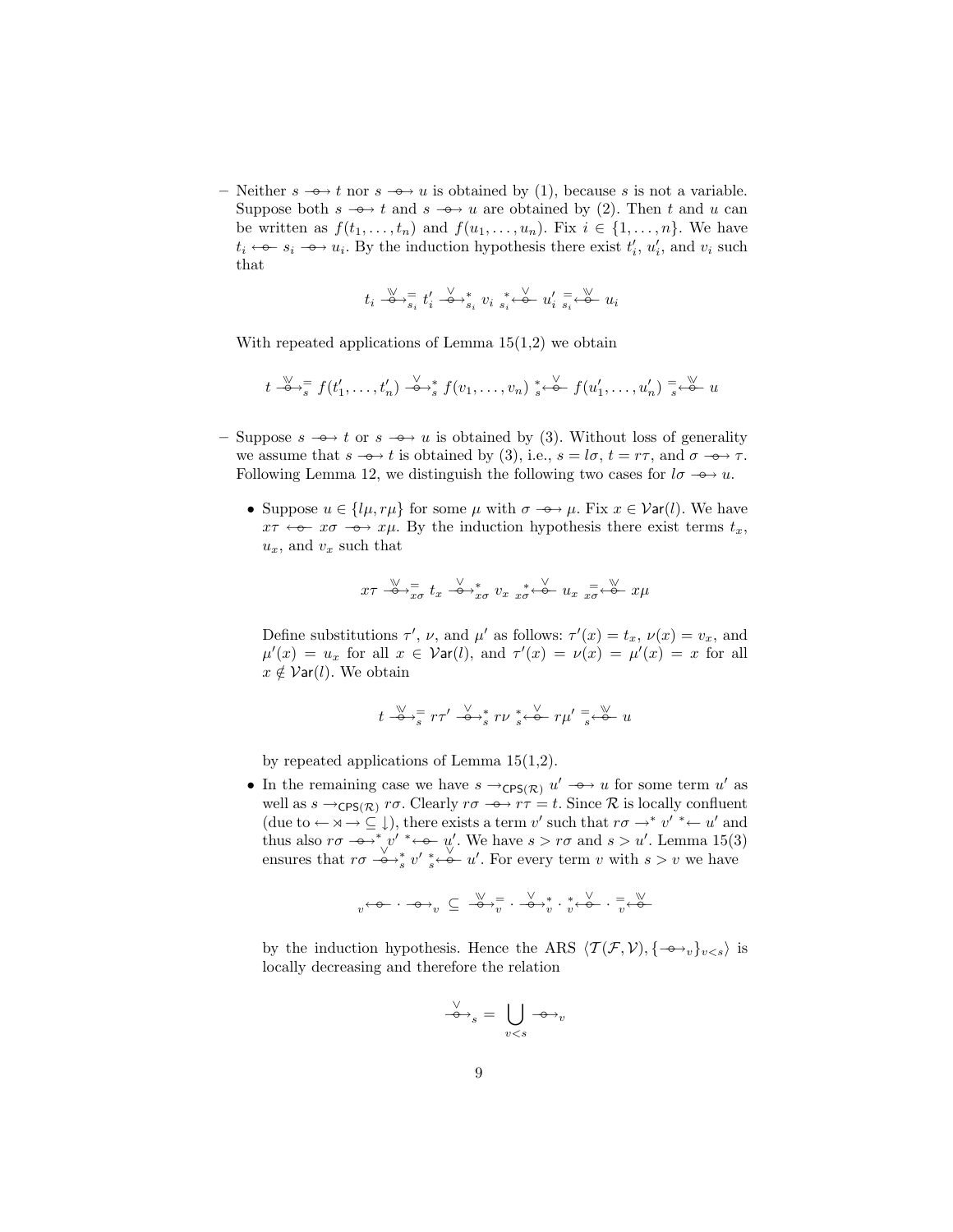– Neither $s \mathrel{\multimap\!\!\!\rightarrow} t$ nor $s \mathrel{\multimap\!\!\!\rightarrow} u$ is obtained by (1), because $s$ is not a variable. Suppose both $s \mathrel{\multimap\!\!\!\rightarrow} t$ and $s \mathrel{\multimap\!\!\!\rightarrow} u$ are obtained by (2). Then $t$ and $u$ can be written as $f(t_1,\ldots,t_n)$ and $f(u_1,\ldots,u_n)$. Fix $i \in \{1,\ldots,n\}$. We have $t_i \leftarrow\!\!\!\multimap s_i \mathrel{\multimap\!\!\!\rightarrow} u_i$. By the induction hypothesis there exist $t_i'$, $u_i'$, and $v_i$ such that

$$t_i \xrightarrow{\curlyvee}{}^{=}_{s_i} t_i' \xrightarrow{\vee}{}^{*}_{s_i} v_i \;{}_{s_i}^{*}\!\xleftarrow{\vee} u_i' \;{}_{s_i}^{=}\!\xleftarrow{\curlyvee} u_i$$

With repeated applications of Lemma 15(1,2) we obtain

$$t \xrightarrow{\curlyvee}{}^{=}_{s} f(t_1',\ldots,t_n') \xrightarrow{\vee}{}^{*}_{s} f(v_1,\ldots,v_n) \;{}_{s}^{*}\!\xleftarrow{\vee} f(u_1',\ldots,u_n') \;{}_{s}^{=}\!\xleftarrow{\curlyvee} u$$

– Suppose $s \mathrel{\multimap\!\!\!\rightarrow} t$ or $s \mathrel{\multimap\!\!\!\rightarrow} u$ is obtained by (3). Without loss of generality we assume that $s \mathrel{\multimap\!\!\!\rightarrow} t$ is obtained by (3), i.e., $s = l\sigma$, $t = r\tau$, and $\sigma \mathrel{\multimap\!\!\!\rightarrow} \tau$. Following Lemma 12, we distinguish the following two cases for $l\sigma \mathrel{\multimap\!\!\!\rightarrow} u$.

  - Suppose $u \in \{l\mu, r\mu\}$ for some $\mu$ with $\sigma \mathrel{\multimap\!\!\!\rightarrow} \mu$. Fix $x \in \mathcal{V}\mathsf{ar}(l)$. We have $x\tau \leftarrow\!\!\!\multimap x\sigma \mathrel{\multimap\!\!\!\rightarrow} x\mu$. By the induction hypothesis there exist terms $t_x$, $u_x$, and $v_x$ such that

$$x\tau \xrightarrow{\curlyvee}{}^{=}_{x\sigma} t_x \xrightarrow{\vee}{}^{*}_{x\sigma} v_x \;{}_{x\sigma}^{*}\!\xleftarrow{\vee} u_x \;{}_{x\sigma}^{=}\!\xleftarrow{\curlyvee} x\mu$$

  Define substitutions $\tau'$, $\nu$, and $\mu'$ as follows: $\tau'(x) = t_x$, $\nu(x) = v_x$, and $\mu'(x) = u_x$ for all $x \in \mathcal{V}\mathsf{ar}(l)$, and $\tau'(x) = \nu(x) = \mu'(x) = x$ for all $x \notin \mathcal{V}\mathsf{ar}(l)$. We obtain

$$t \xrightarrow{\curlyvee}{}^{=}_{s} r\tau' \xrightarrow{\vee}{}^{*}_{s} r\nu \;{}_{s}^{*}\!\xleftarrow{\vee} r\mu' \;{}_{s}^{=}\!\xleftarrow{\curlyvee} u$$

  by repeated applications of Lemma 15(1,2).

  - In the remaining case we have $s \to_{\mathsf{CPS}(\mathcal{R})} u' \mathrel{\multimap\!\!\!\rightarrow} u$ for some term $u'$ as well as $s \to_{\mathsf{CPS}(\mathcal{R})} r\sigma$. Clearly $r\sigma \mathrel{\multimap\!\!\!\rightarrow} r\tau = t$. Since $\mathcal{R}$ is locally confluent (due to $\leftarrow \rtimes \rightarrow \subseteq \downarrow$), there exists a term $v'$ such that $r\sigma \to^* v' \;{}^*\!\!\leftarrow u'$ and thus also $r\sigma \xrightarrow{\vee}{}^{*} v' \;{}^{*}\!\xleftarrow{\vee} u'$. We have $s > r\sigma$ and $s > u'$. Lemma 15(3) ensures that $r\sigma \xrightarrow{\vee}{}^{*}_{s} v' \;{}_{s}^{*}\!\xleftarrow{\vee} u'$. For every term $v$ with $s > v$ we have

$${}_{v}\!\leftarrow\!\!\!\multimap \cdot \mathrel{\multimap\!\!\!\rightarrow}_{v} \;\subseteq\; \xrightarrow{\curlyvee}{}^{=}_{v} \cdot \xrightarrow{\vee}{}^{*}_{v} \cdot {}_{v}^{*}\!\xleftarrow{\vee} \cdot {}_{v}^{=}\!\xleftarrow{\curlyvee}$$

  by the induction hypothesis. Hence the ARS $\langle \mathcal{T}(\mathcal{F},\mathcal{V}), \{\mathrel{\multimap\!\!\!\rightarrow}_v\}_{v<s}\rangle$ is locally decreasing and therefore the relation

$$\xrightarrow{\vee}_{s} = \bigcup_{v<s} \mathrel{\multimap\!\!\!\rightarrow}_v$$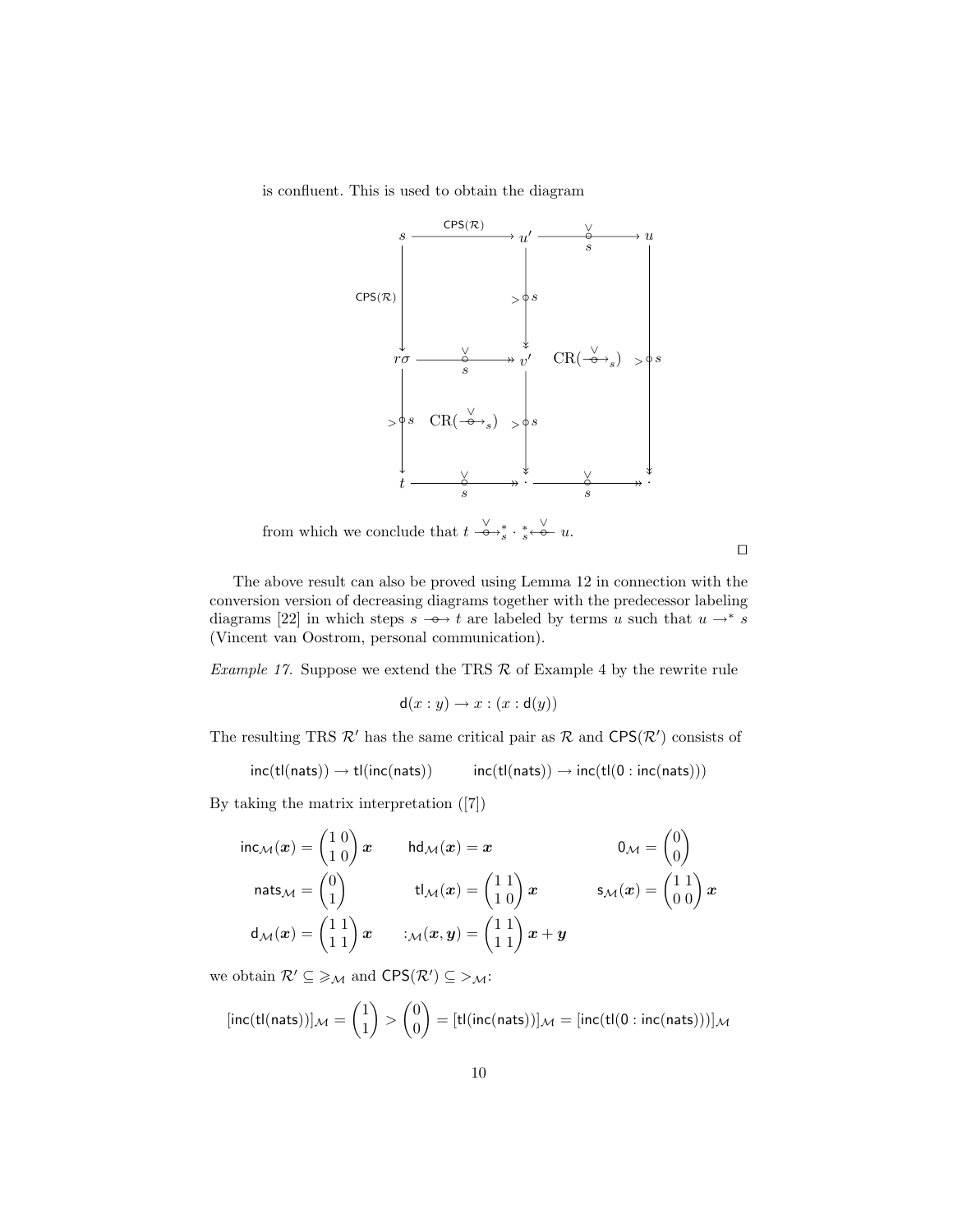is confluent. This is used to obtain the diagram

$$
\begin{array}{ccccc}
s & \xrightarrow{\mathsf{CPS}(\mathcal{R})} & u' & \xrightarrow[s]{\overset{\vee}{\circ}} & u \\
\Big\downarrow{\scriptstyle \mathsf{CPS}(\mathcal{R})} & & \Big\downarrow\!\!\!\downarrow{\scriptstyle >\circ s} & & \\
r\sigma & \xrightarrow[s]{\overset{\vee}{\circ}}\!\!\!\rightarrow & v' & \mathrm{CR}(\overset{\vee}{\multimap}_s) & \Big\downarrow\!\!\!\downarrow{\scriptstyle >\circ s} \\
\Big\downarrow{\scriptstyle >\circ s} & \mathrm{CR}(\overset{\vee}{\multimap}_s) & \Big\downarrow\!\!\!\downarrow{\scriptstyle >\circ s} & & \\
t & \xrightarrow[s]{\overset{\vee}{\circ}}\!\!\!\rightarrow & \cdot & \xrightarrow[s]{\overset{\vee}{\circ}}\!\!\!\rightarrow & \cdot
\end{array}
$$

from which we conclude that $t \overset{\vee}{\multimap}{}_s^* \cdot {}_s^*\overset{\vee}{\multimapinv} u$.

□

The above result can also be proved using Lemma 12 in connection with the conversion version of decreasing diagrams together with the predecessor labeling diagrams [22] in which steps $s \multimap\!\!\rightarrow t$ are labeled by terms $u$ such that $u \to^* s$ (Vincent van Oostrom, personal communication).

*Example 17.* Suppose we extend the TRS $\mathcal{R}$ of Example 4 by the rewrite rule

$$\mathsf{d}(x : y) \to x : (x : \mathsf{d}(y))$$

The resulting TRS $\mathcal{R}'$ has the same critical pair as $\mathcal{R}$ and $\mathsf{CPS}(\mathcal{R}')$ consists of

$$\mathsf{inc}(\mathsf{tl}(\mathsf{nats})) \to \mathsf{tl}(\mathsf{inc}(\mathsf{nats})) \qquad \mathsf{inc}(\mathsf{tl}(\mathsf{nats})) \to \mathsf{inc}(\mathsf{tl}(\mathsf{0} : \mathsf{inc}(\mathsf{nats})))$$

By taking the matrix interpretation ([7])

$$
\begin{aligned}
\mathsf{inc}_{\mathcal{M}}(\boldsymbol{x}) &= \begin{pmatrix} 1 & 0 \\ 1 & 0 \end{pmatrix} \boldsymbol{x} & \mathsf{hd}_{\mathcal{M}}(\boldsymbol{x}) &= \boldsymbol{x} & \mathsf{0}_{\mathcal{M}} &= \begin{pmatrix} 0 \\ 0 \end{pmatrix} \\
\mathsf{nats}_{\mathcal{M}} &= \begin{pmatrix} 0 \\ 1 \end{pmatrix} & \mathsf{tl}_{\mathcal{M}}(\boldsymbol{x}) &= \begin{pmatrix} 1 & 1 \\ 1 & 0 \end{pmatrix} \boldsymbol{x} & \mathsf{s}_{\mathcal{M}}(\boldsymbol{x}) &= \begin{pmatrix} 1 & 1 \\ 0 & 0 \end{pmatrix} \boldsymbol{x} \\
\mathsf{d}_{\mathcal{M}}(\boldsymbol{x}) &= \begin{pmatrix} 1 & 1 \\ 1 & 1 \end{pmatrix} \boldsymbol{x} & :_{\mathcal{M}}(\boldsymbol{x}, \boldsymbol{y}) &= \begin{pmatrix} 1 & 1 \\ 1 & 1 \end{pmatrix} \boldsymbol{x} + \boldsymbol{y} & &
\end{aligned}
$$

we obtain $\mathcal{R}' \subseteq \geqslant_{\mathcal{M}}$ and $\mathsf{CPS}(\mathcal{R}') \subseteq >_{\mathcal{M}}$:

$$[\mathsf{inc}(\mathsf{tl}(\mathsf{nats}))]_{\mathcal{M}} = \begin{pmatrix} 1 \\ 1 \end{pmatrix} > \begin{pmatrix} 0 \\ 0 \end{pmatrix} = [\mathsf{tl}(\mathsf{inc}(\mathsf{nats}))]_{\mathcal{M}} = [\mathsf{inc}(\mathsf{tl}(\mathsf{0} : \mathsf{inc}(\mathsf{nats})))]_{\mathcal{M}}$$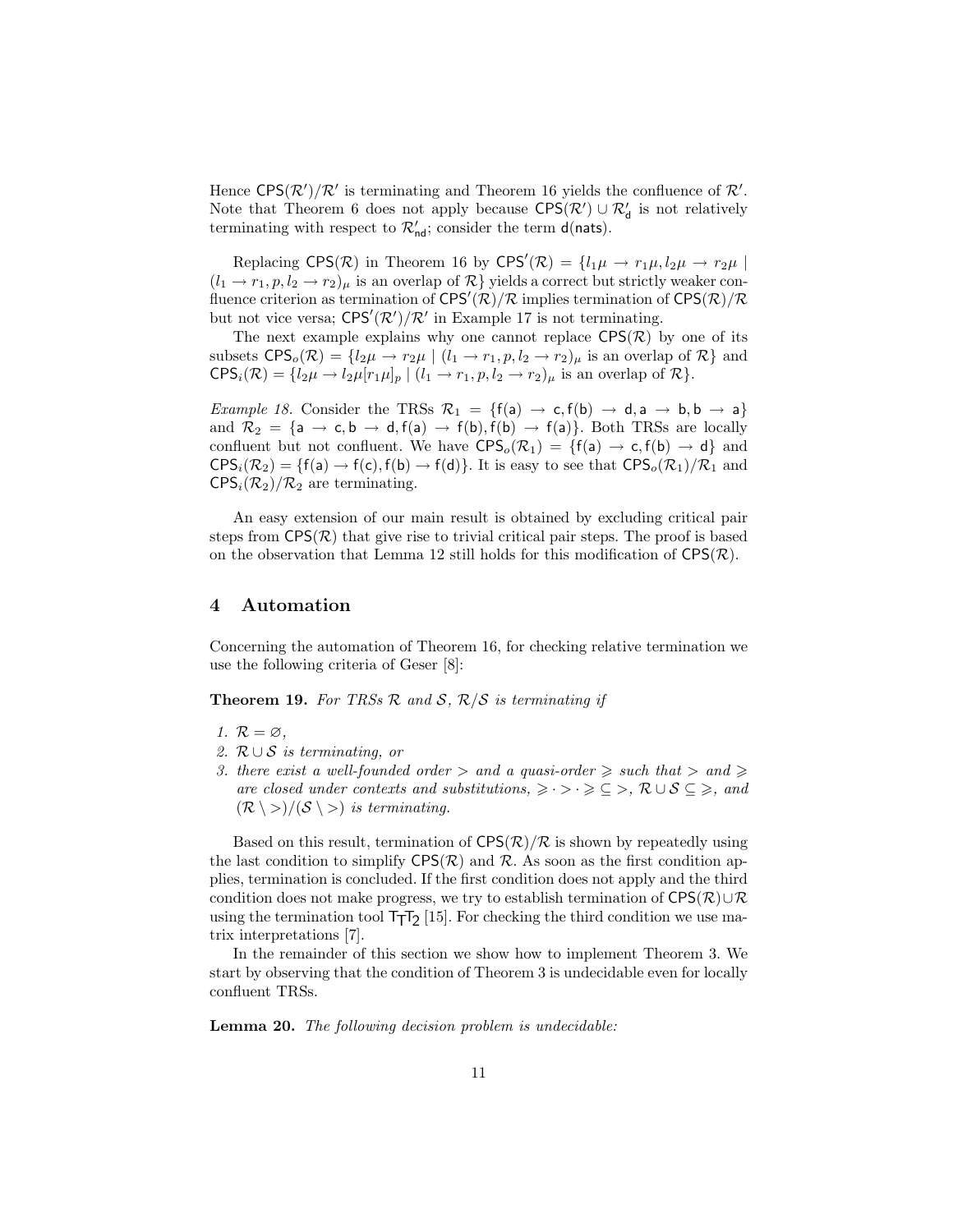Hence $\mathsf{CPS}(\mathcal{R}')/\mathcal{R}'$ is terminating and Theorem 16 yields the confluence of $\mathcal{R}'$. Note that Theorem 6 does not apply because $\mathsf{CPS}(\mathcal{R}') \cup \mathcal{R}'_{\mathsf{d}}$ is not relatively terminating with respect to $\mathcal{R}'_{\mathsf{nd}}$; consider the term $\mathsf{d}(\mathsf{nats})$.

Replacing $\mathsf{CPS}(\mathcal{R})$ in Theorem 16 by $\mathsf{CPS}'(\mathcal{R}) = \{l_1\mu \to r_1\mu, l_2\mu \to r_2\mu \mid (l_1 \to r_1, p, l_2 \to r_2)_\mu$ is an overlap of $\mathcal{R}\}$ yields a correct but strictly weaker confluence criterion as termination of $\mathsf{CPS}'(\mathcal{R})/\mathcal{R}$ implies termination of $\mathsf{CPS}(\mathcal{R})/\mathcal{R}$ but not vice versa; $\mathsf{CPS}'(\mathcal{R}')/\mathcal{R}'$ in Example 17 is not terminating.

The next example explains why one cannot replace $\mathsf{CPS}(\mathcal{R})$ by one of its subsets $\mathsf{CPS}_o(\mathcal{R}) = \{l_2\mu \to r_2\mu \mid (l_1 \to r_1, p, l_2 \to r_2)_\mu$ is an overlap of $\mathcal{R}\}$ and $\mathsf{CPS}_i(\mathcal{R}) = \{l_2\mu \to l_2\mu[r_1\mu]_p \mid (l_1 \to r_1, p, l_2 \to r_2)_\mu$ is an overlap of $\mathcal{R}\}$.

*Example 18.* Consider the TRSs $\mathcal{R}_1 = \{\mathsf{f}(\mathsf{a}) \to \mathsf{c}, \mathsf{f}(\mathsf{b}) \to \mathsf{d}, \mathsf{a} \to \mathsf{b}, \mathsf{b} \to \mathsf{a}\}$ and $\mathcal{R}_2 = \{\mathsf{a} \to \mathsf{c}, \mathsf{b} \to \mathsf{d}, \mathsf{f}(\mathsf{a}) \to \mathsf{f}(\mathsf{b}), \mathsf{f}(\mathsf{b}) \to \mathsf{f}(\mathsf{a})\}$. Both TRSs are locally confluent but not confluent. We have $\mathsf{CPS}_o(\mathcal{R}_1) = \{\mathsf{f}(\mathsf{a}) \to \mathsf{c}, \mathsf{f}(\mathsf{b}) \to \mathsf{d}\}$ and $\mathsf{CPS}_i(\mathcal{R}_2) = \{\mathsf{f}(\mathsf{a}) \to \mathsf{f}(\mathsf{c}), \mathsf{f}(\mathsf{b}) \to \mathsf{f}(\mathsf{d})\}$. It is easy to see that $\mathsf{CPS}_o(\mathcal{R}_1)/\mathcal{R}_1$ and $\mathsf{CPS}_i(\mathcal{R}_2)/\mathcal{R}_2$ are terminating.

An easy extension of our main result is obtained by excluding critical pair steps from $\mathsf{CPS}(\mathcal{R})$ that give rise to trivial critical pair steps. The proof is based on the observation that Lemma 12 still holds for this modification of $\mathsf{CPS}(\mathcal{R})$.

## 4 Automation

Concerning the automation of Theorem 16, for checking relative termination we use the following criteria of Geser [8]:

**Theorem 19.** *For TRSs $\mathcal{R}$ and $\mathcal{S}$, $\mathcal{R}/\mathcal{S}$ is terminating if*

1. *$\mathcal{R} = \varnothing$,*
2. *$\mathcal{R} \cup \mathcal{S}$ is terminating, or*
3. *there exist a well-founded order $>$ and a quasi-order $\geqslant$ such that $>$ and $\geqslant$ are closed under contexts and substitutions, $\geqslant \cdot > \cdot \geqslant \subseteq >$, $\mathcal{R} \cup \mathcal{S} \subseteq \geqslant$, and $(\mathcal{R} \setminus >)/(\mathcal{S} \setminus >)$ is terminating.*

Based on this result, termination of $\mathsf{CPS}(\mathcal{R})/\mathcal{R}$ is shown by repeatedly using the last condition to simplify $\mathsf{CPS}(\mathcal{R})$ and $\mathcal{R}$. As soon as the first condition applies, termination is concluded. If the first condition does not apply and the third condition does not make progress, we try to establish termination of $\mathsf{CPS}(\mathcal{R}) \cup \mathcal{R}$ using the termination tool $\mathsf{T_TT_2}$ [15]. For checking the third condition we use matrix interpretations [7].

In the remainder of this section we show how to implement Theorem 3. We start by observing that the condition of Theorem 3 is undecidable even for locally confluent TRSs.

**Lemma 20.** *The following decision problem is undecidable:*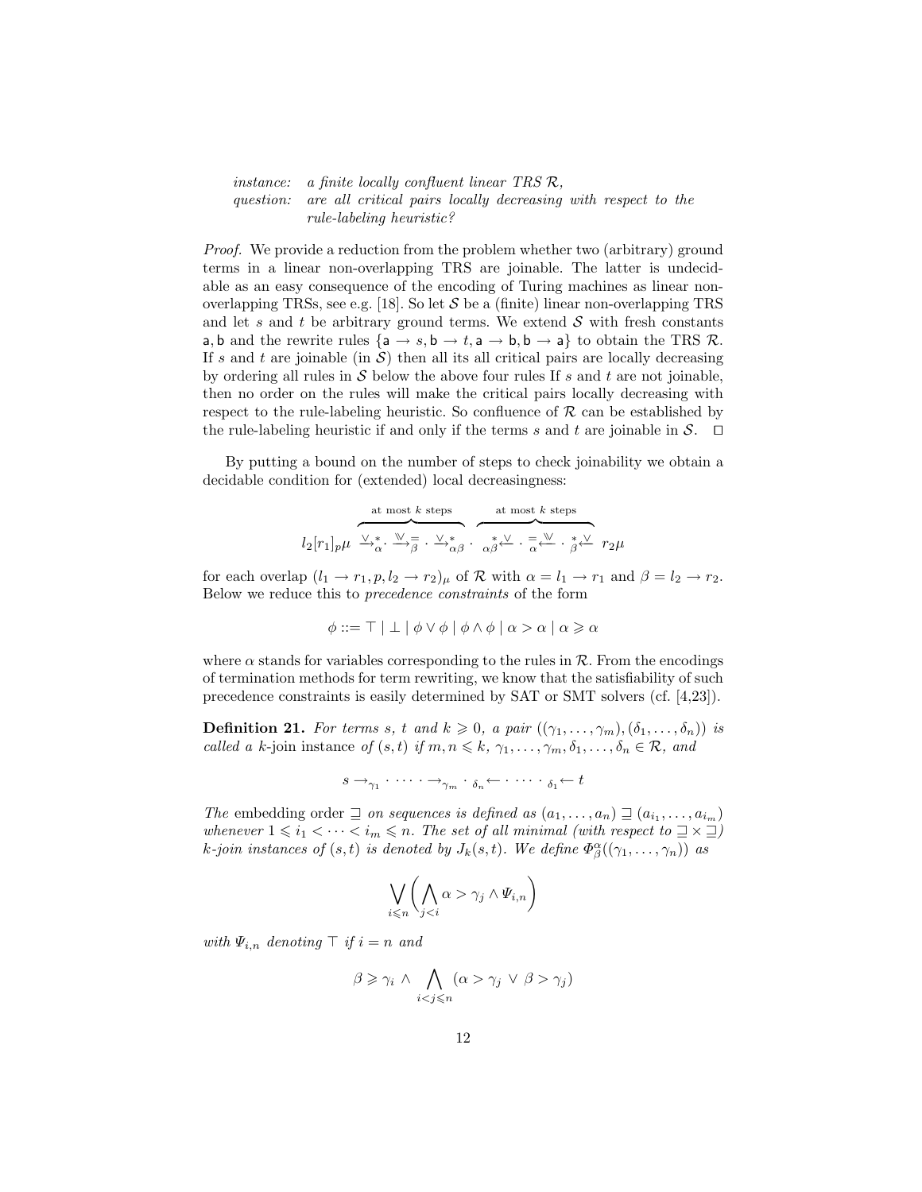*instance:* *a finite locally confluent linear TRS $\mathcal{R}$,*
*question:* *are all critical pairs locally decreasing with respect to the rule-labeling heuristic?*

*Proof.* We provide a reduction from the problem whether two (arbitrary) ground terms in a linear non-overlapping TRS are joinable. The latter is undecidable as an easy consequence of the encoding of Turing machines as linear non-overlapping TRSs, see e.g. [18]. So let $\mathcal{S}$ be a (finite) linear non-overlapping TRS and let $s$ and $t$ be arbitrary ground terms. We extend $\mathcal{S}$ with fresh constants $\mathsf{a}, \mathsf{b}$ and the rewrite rules $\{\mathsf{a} \to s, \mathsf{b} \to t, \mathsf{a} \to \mathsf{b}, \mathsf{b} \to \mathsf{a}\}$ to obtain the TRS $\mathcal{R}$. If $s$ and $t$ are joinable (in $\mathcal{S}$) then all its all critical pairs are locally decreasing by ordering all rules in $\mathcal{S}$ below the above four rules If $s$ and $t$ are not joinable, then no order on the rules will make the critical pairs locally decreasing with respect to the rule-labeling heuristic. So confluence of $\mathcal{R}$ can be established by the rule-labeling heuristic if and only if the terms $s$ and $t$ are joinable in $\mathcal{S}$. $\square$

By putting a bound on the number of steps to check joinability we obtain a decidable condition for (extended) local decreasingness:

$$l_2[r_1]_p\mu \; \overbrace{\xrightarrow{\vee}{}^{*}_{\alpha} \cdot \xrightarrow{\mathbb{V}}{}^{=}_{\beta} \cdot \xrightarrow{\vee}{}^{*}_{\alpha\beta}}^{\text{at most } k \text{ steps}} \cdot \overbrace{{}_{\alpha\beta}^{*}\!\xleftarrow{\vee} \cdot {}^{=}_{\alpha}\!\xleftarrow{\mathbb{V}} \cdot {}^{*}_{\beta}\!\xleftarrow{\vee}}^{\text{at most } k \text{ steps}} \; r_2\mu$$

for each overlap $(l_1 \to r_1, p, l_2 \to r_2)_\mu$ of $\mathcal{R}$ with $\alpha = l_1 \to r_1$ and $\beta = l_2 \to r_2$. Below we reduce this to *precedence constraints* of the form

$$\phi ::= \top \mid \bot \mid \phi \vee \phi \mid \phi \wedge \phi \mid \alpha > \alpha \mid \alpha \geqslant \alpha$$

where $\alpha$ stands for variables corresponding to the rules in $\mathcal{R}$. From the encodings of termination methods for term rewriting, we know that the satisfiability of such precedence constraints is easily determined by SAT or SMT solvers (cf. [4,23]).

**Definition 21.** *For terms $s$, $t$ and $k \geqslant 0$, a pair $((\gamma_1, \ldots, \gamma_m), (\delta_1, \ldots, \delta_n))$ is called a* $k$-join instance *of $(s,t)$ if $m, n \leqslant k$, $\gamma_1, \ldots, \gamma_m, \delta_1, \ldots, \delta_n \in \mathcal{R}$, and*

$$s \to_{\gamma_1} \cdot \cdots \cdot \to_{\gamma_m} \cdot {}_{\delta_n}\!\leftarrow \cdot \cdots \cdot {}_{\delta_1}\!\leftarrow t$$

*The* embedding order $\sqsupseteq$ *on sequences is defined as $(a_1, \ldots, a_n) \sqsupseteq (a_{i_1}, \ldots, a_{i_m})$ whenever $1 \leqslant i_1 < \cdots < i_m \leqslant n$. The set of all minimal (with respect to $\sqsupseteq \times \sqsupseteq$) $k$-join instances of $(s,t)$ is denoted by $J_k(s,t)$. We define $\Phi^{\alpha}_{\beta}((\gamma_1, \ldots, \gamma_n))$ as*

$$\bigvee_{i \leqslant n} \left( \bigwedge_{j<i} \alpha > \gamma_j \wedge \Psi_{i,n} \right)$$

*with $\Psi_{i,n}$ denoting $\top$ if $i = n$ and*

$$\beta \geqslant \gamma_i \wedge \bigwedge_{i<j\leqslant n} (\alpha > \gamma_j \vee \beta > \gamma_j)$$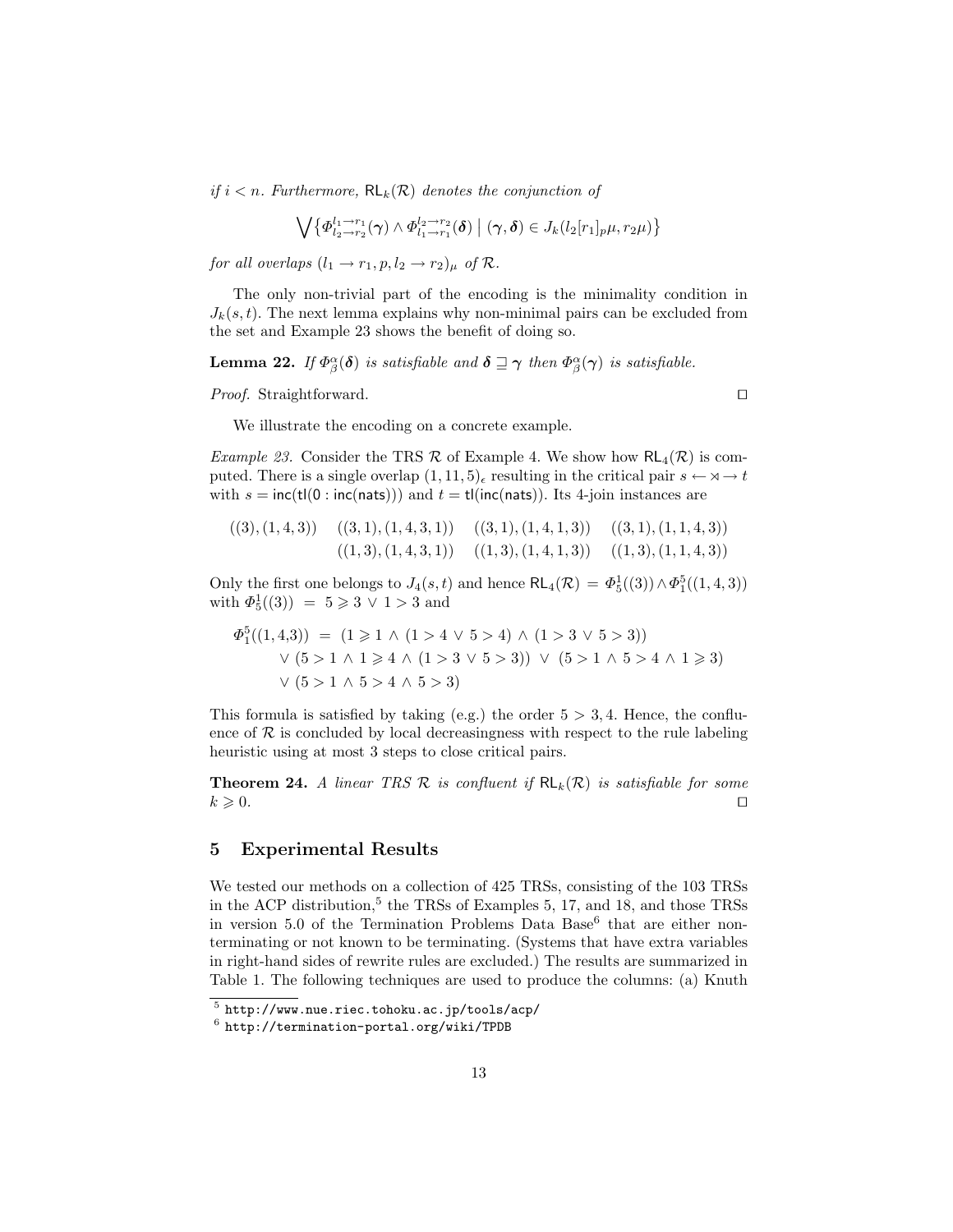*if $i < n$. Furthermore, $\mathsf{RL}_k(\mathcal{R})$ denotes the conjunction of*

$$\bigvee \{ \Phi^{l_1 \to r_1}_{l_2 \to r_2}(\boldsymbol{\gamma}) \wedge \Phi^{l_2 \to r_2}_{l_1 \to r_1}(\boldsymbol{\delta}) \mid (\boldsymbol{\gamma}, \boldsymbol{\delta}) \in J_k(l_2[r_1]_p\mu, r_2\mu) \}$$

*for all overlaps $(l_1 \to r_1, p, l_2 \to r_2)_\mu$ of $\mathcal{R}$.*

The only non-trivial part of the encoding is the minimality condition in $J_k(s,t)$. The next lemma explains why non-minimal pairs can be excluded from the set and Example 23 shows the benefit of doing so.

**Lemma 22.** *If $\Phi^\alpha_\beta(\boldsymbol{\delta})$ is satisfiable and $\boldsymbol{\delta} \sqsupseteq \boldsymbol{\gamma}$ then $\Phi^\alpha_\beta(\boldsymbol{\gamma})$ is satisfiable.*

*Proof.* Straightforward. ◻

We illustrate the encoding on a concrete example.

*Example 23.* Consider the TRS $\mathcal{R}$ of Example 4. We show how $\mathsf{RL}_4(\mathcal{R})$ is computed. There is a single overlap $(1, 11, 5)_\epsilon$ resulting in the critical pair $s \leftarrow \rtimes \rightarrow t$ with $s = \mathsf{inc}(\mathsf{tl}(0 : \mathsf{inc}(\mathsf{nats})))$ and $t = \mathsf{tl}(\mathsf{inc}(\mathsf{nats}))$. Its 4-join instances are

$$\begin{array}{llll}
((3),(1,4,3)) & ((3,1),(1,4,3,1)) & ((3,1),(1,4,1,3)) & ((3,1),(1,1,4,3)) \\
 & ((1,3),(1,4,3,1)) & ((1,3),(1,4,1,3)) & ((1,3),(1,1,4,3))
\end{array}$$

Only the first one belongs to $J_4(s,t)$ and hence $\mathsf{RL}_4(\mathcal{R}) = \Phi^1_5((3)) \wedge \Phi^5_1((1,4,3))$ with $\Phi^1_5((3)) \;=\; 5 \geqslant 3 \,\vee\, 1 > 3$ and

$$\begin{aligned}
\Phi^5_1((1,4,3)) \;=\; & (1 \geqslant 1 \,\wedge\, (1 > 4 \,\vee\, 5 > 4) \,\wedge\, (1 > 3 \,\vee\, 5 > 3)) \\
& \vee\, (5 > 1 \,\wedge\, 1 \geqslant 4 \,\wedge\, (1 > 3 \,\vee\, 5 > 3)) \;\vee\; (5 > 1 \,\wedge\, 5 > 4 \,\wedge\, 1 \geqslant 3) \\
& \vee\, (5 > 1 \,\wedge\, 5 > 4 \,\wedge\, 5 > 3)
\end{aligned}$$

This formula is satisfied by taking (e.g.) the order $5 > 3, 4$. Hence, the confluence of $\mathcal{R}$ is concluded by local decreasingness with respect to the rule labeling heuristic using at most 3 steps to close critical pairs.

**Theorem 24.** *A linear TRS $\mathcal{R}$ is confluent if $\mathsf{RL}_k(\mathcal{R})$ is satisfiable for some $k \geqslant 0$.* ◻

## 5 Experimental Results

We tested our methods on a collection of 425 TRSs, consisting of the 103 TRSs in the ACP distribution,[5] the TRSs of Examples 5, 17, and 18, and those TRSs in version 5.0 of the Termination Problems Data Base[6] that are either non-terminating or not known to be terminating. (Systems that have extra variables in right-hand sides of rewrite rules are excluded.) The results are summarized in Table 1. The following techniques are used to produce the columns: (a) Knuth

---

[5] http://www.nue.riec.tohoku.ac.jp/tools/acp/

[6] http://termination-portal.org/wiki/TPDB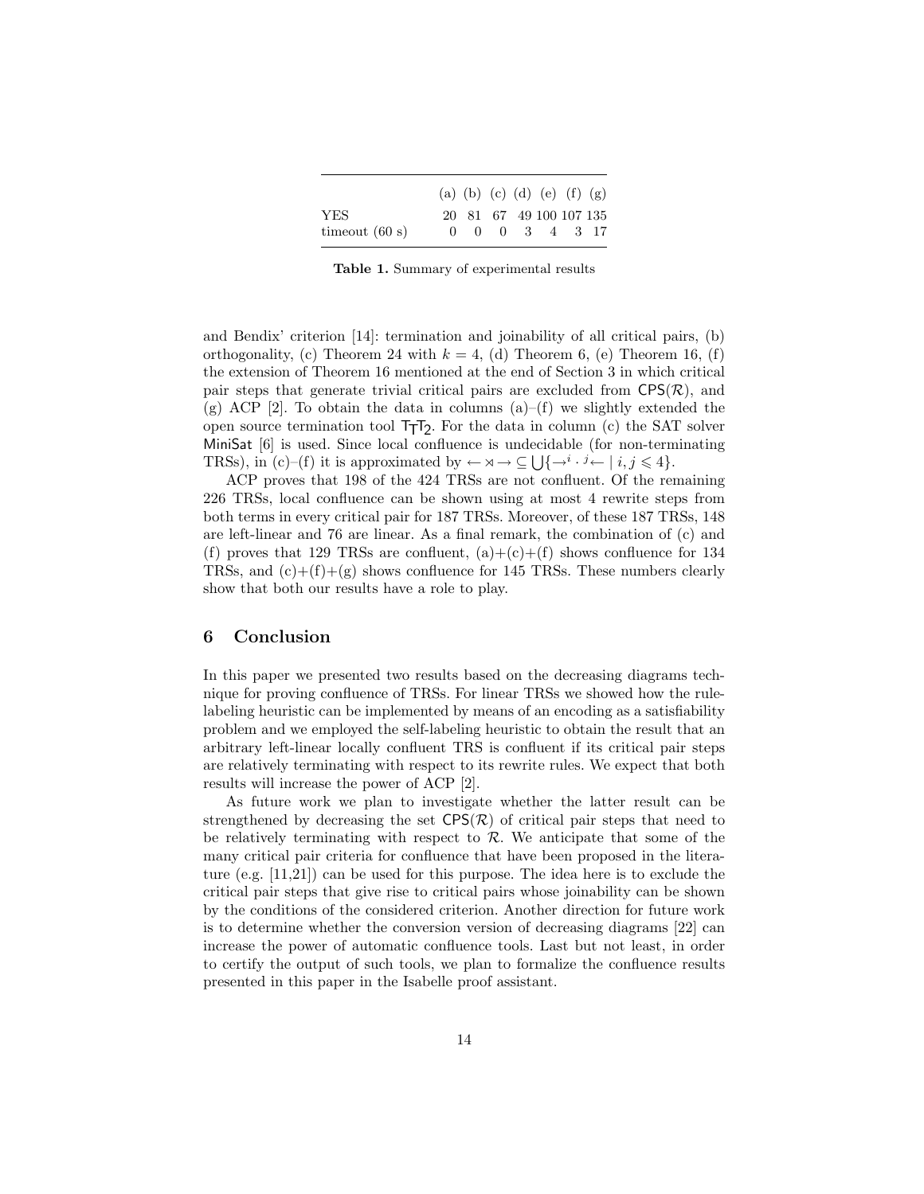| | (a) | (b) | (c) | (d) | (e) | (f) | (g) |
|---|---|---|---|---|---|---|---|
| YES | 20 | 81 | 67 | 49 | 100 | 107 | 135 |
| timeout (60 s) | 0 | 0 | 0 | 3 | 4 | 3 | 17 |

**Table 1.** Summary of experimental results

and Bendix' criterion [14]: termination and joinability of all critical pairs, (b) orthogonality, (c) Theorem 24 with $k = 4$, (d) Theorem 6, (e) Theorem 16, (f) the extension of Theorem 16 mentioned at the end of Section 3 in which critical pair steps that generate trivial critical pairs are excluded from $\mathsf{CPS}(\mathcal{R})$, and (g) ACP [2]. To obtain the data in columns (a)–(f) we slightly extended the open source termination tool $\mathsf{T_TT_2}$. For the data in column (c) the SAT solver MiniSat [6] is used. Since local confluence is undecidable (for non-terminating TRSs), in (c)–(f) it is approximated by $\leftarrow \rtimes \rightarrow \subseteq \bigcup\{\rightarrow^i \cdot {}^j\!\leftarrow \mid i, j \leqslant 4\}$.

ACP proves that 198 of the 424 TRSs are not confluent. Of the remaining 226 TRSs, local confluence can be shown using at most 4 rewrite steps from both terms in every critical pair for 187 TRSs. Moreover, of these 187 TRSs, 148 are left-linear and 76 are linear. As a final remark, the combination of (c) and (f) proves that 129 TRSs are confluent, (a)+(c)+(f) shows confluence for 134 TRSs, and (c)+(f)+(g) shows confluence for 145 TRSs. These numbers clearly show that both our results have a role to play.

## 6 Conclusion

In this paper we presented two results based on the decreasing diagrams technique for proving confluence of TRSs. For linear TRSs we showed how the rule-labeling heuristic can be implemented by means of an encoding as a satisfiability problem and we employed the self-labeling heuristic to obtain the result that an arbitrary left-linear locally confluent TRS is confluent if its critical pair steps are relatively terminating with respect to its rewrite rules. We expect that both results will increase the power of ACP [2].

As future work we plan to investigate whether the latter result can be strengthened by decreasing the set $\mathsf{CPS}(\mathcal{R})$ of critical pair steps that need to be relatively terminating with respect to $\mathcal{R}$. We anticipate that some of the many critical pair criteria for confluence that have been proposed in the literature (e.g. [11,21]) can be used for this purpose. The idea here is to exclude the critical pair steps that give rise to critical pairs whose joinability can be shown by the conditions of the considered criterion. Another direction for future work is to determine whether the conversion version of decreasing diagrams [22] can increase the power of automatic confluence tools. Last but not least, in order to certify the output of such tools, we plan to formalize the confluence results presented in this paper in the Isabelle proof assistant.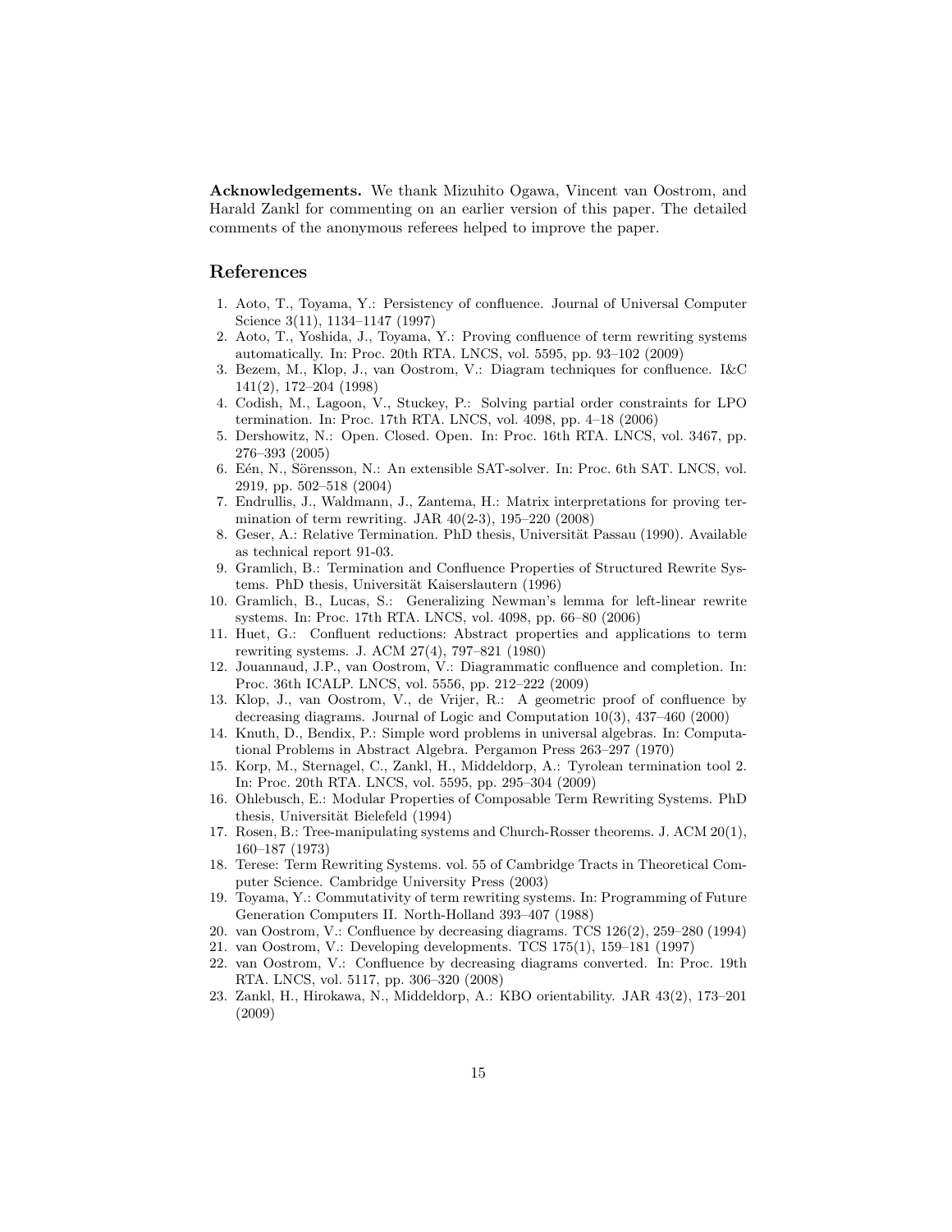**Acknowledgements.** We thank Mizuhito Ogawa, Vincent van Oostrom, and Harald Zankl for commenting on an earlier version of this paper. The detailed comments of the anonymous referees helped to improve the paper.

## References

1. Aoto, T., Toyama, Y.: Persistency of confluence. Journal of Universal Computer Science 3(11), 1134–1147 (1997)
2. Aoto, T., Yoshida, J., Toyama, Y.: Proving confluence of term rewriting systems automatically. In: Proc. 20th RTA. LNCS, vol. 5595, pp. 93–102 (2009)
3. Bezem, M., Klop, J., van Oostrom, V.: Diagram techniques for confluence. I&C 141(2), 172–204 (1998)
4. Codish, M., Lagoon, V., Stuckey, P.: Solving partial order constraints for LPO termination. In: Proc. 17th RTA. LNCS, vol. 4098, pp. 4–18 (2006)
5. Dershowitz, N.: Open. Closed. Open. In: Proc. 16th RTA. LNCS, vol. 3467, pp. 276–393 (2005)
6. Eén, N., Sörensson, N.: An extensible SAT-solver. In: Proc. 6th SAT. LNCS, vol. 2919, pp. 502–518 (2004)
7. Endrullis, J., Waldmann, J., Zantema, H.: Matrix interpretations for proving termination of term rewriting. JAR 40(2-3), 195–220 (2008)
8. Geser, A.: Relative Termination. PhD thesis, Universität Passau (1990). Available as technical report 91-03.
9. Gramlich, B.: Termination and Confluence Properties of Structured Rewrite Systems. PhD thesis, Universität Kaiserslautern (1996)
10. Gramlich, B., Lucas, S.: Generalizing Newman's lemma for left-linear rewrite systems. In: Proc. 17th RTA. LNCS, vol. 4098, pp. 66–80 (2006)
11. Huet, G.: Confluent reductions: Abstract properties and applications to term rewriting systems. J. ACM 27(4), 797–821 (1980)
12. Jouannaud, J.P., van Oostrom, V.: Diagrammatic confluence and completion. In: Proc. 36th ICALP. LNCS, vol. 5556, pp. 212–222 (2009)
13. Klop, J., van Oostrom, V., de Vrijer, R.: A geometric proof of confluence by decreasing diagrams. Journal of Logic and Computation 10(3), 437–460 (2000)
14. Knuth, D., Bendix, P.: Simple word problems in universal algebras. In: Computational Problems in Abstract Algebra. Pergamon Press 263–297 (1970)
15. Korp, M., Sternagel, C., Zankl, H., Middeldorp, A.: Tyrolean termination tool 2. In: Proc. 20th RTA. LNCS, vol. 5595, pp. 295–304 (2009)
16. Ohlebusch, E.: Modular Properties of Composable Term Rewriting Systems. PhD thesis, Universität Bielefeld (1994)
17. Rosen, B.: Tree-manipulating systems and Church-Rosser theorems. J. ACM 20(1), 160–187 (1973)
18. Terese: Term Rewriting Systems. vol. 55 of Cambridge Tracts in Theoretical Computer Science. Cambridge University Press (2003)
19. Toyama, Y.: Commutativity of term rewriting systems. In: Programming of Future Generation Computers II. North-Holland 393–407 (1988)
20. van Oostrom, V.: Confluence by decreasing diagrams. TCS 126(2), 259–280 (1994)
21. van Oostrom, V.: Developing developments. TCS 175(1), 159–181 (1997)
22. van Oostrom, V.: Confluence by decreasing diagrams converted. In: Proc. 19th RTA. LNCS, vol. 5117, pp. 306–320 (2008)
23. Zankl, H., Hirokawa, N., Middeldorp, A.: KBO orientability. JAR 43(2), 173–201 (2009)